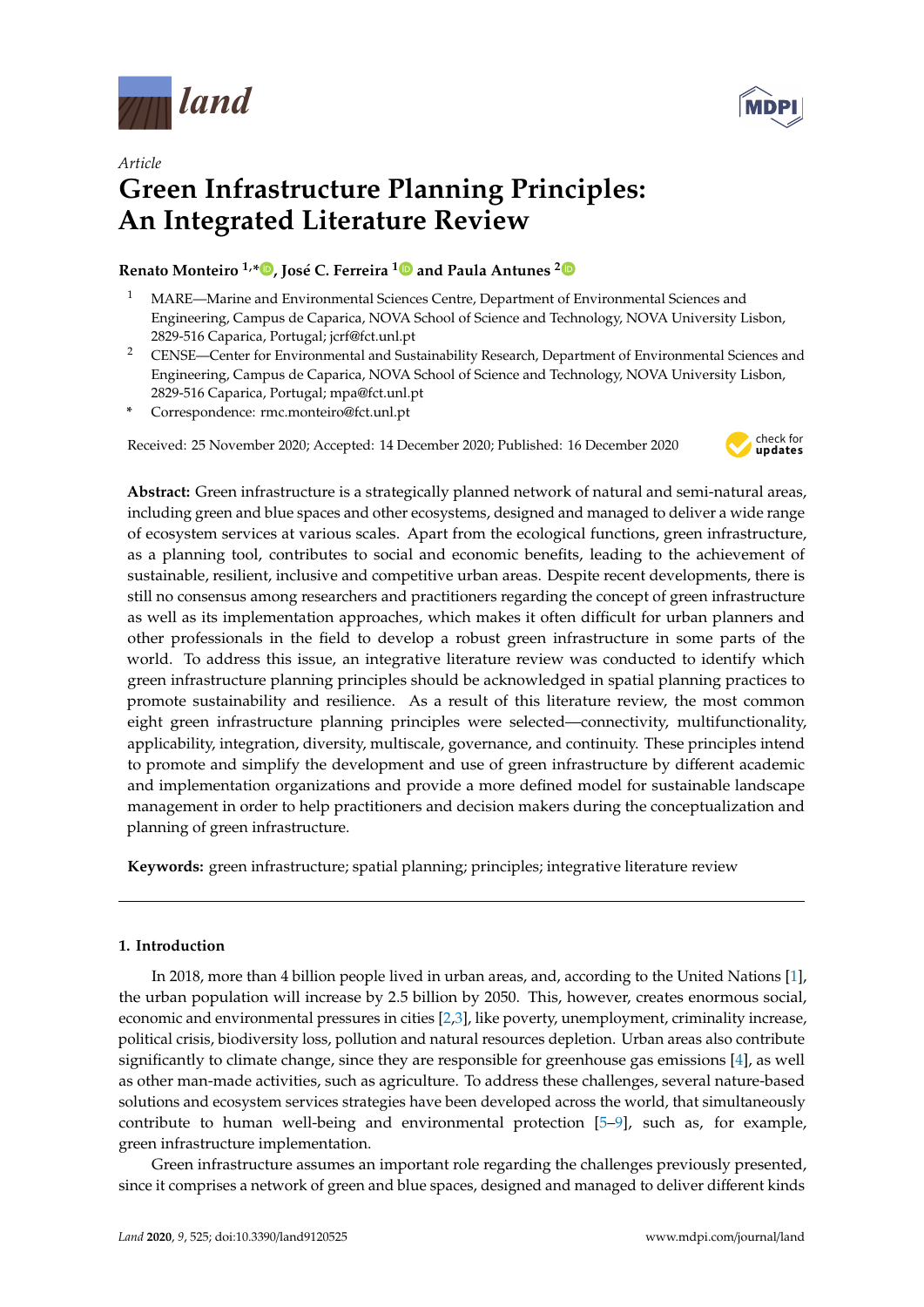*Article*

# Green Infrastructure Planning Principles: An Integrated Literature Review

**Renato Monteiro [1,*], José C. Ferreira [1] and Paula Antunes [2]**

[1] MARE—Marine and Environmental Sciences Centre, Department of Environmental Sciences and Engineering, Campus de Caparica, NOVA School of Science and Technology, NOVA University Lisbon, 2829-516 Caparica, Portugal; jcrf@fct.unl.pt

[2] CENSE—Center for Environmental and Sustainability Research, Department of Environmental Sciences and Engineering, Campus de Caparica, NOVA School of Science and Technology, NOVA University Lisbon, 2829-516 Caparica, Portugal; mpa@fct.unl.pt

\* Correspondence: rmc.monteiro@fct.unl.pt

Received: 25 November 2020; Accepted: 14 December 2020; Published: 16 December 2020

**Abstract:** Green infrastructure is a strategically planned network of natural and semi-natural areas, including green and blue spaces and other ecosystems, designed and managed to deliver a wide range of ecosystem services at various scales. Apart from the ecological functions, green infrastructure, as a planning tool, contributes to social and economic benefits, leading to the achievement of sustainable, resilient, inclusive and competitive urban areas. Despite recent developments, there is still no consensus among researchers and practitioners regarding the concept of green infrastructure as well as its implementation approaches, which makes it often difficult for urban planners and other professionals in the field to develop a robust green infrastructure in some parts of the world. To address this issue, an integrative literature review was conducted to identify which green infrastructure planning principles should be acknowledged in spatial planning practices to promote sustainability and resilience. As a result of this literature review, the most common eight green infrastructure planning principles were selected—connectivity, multifunctionality, applicability, integration, diversity, multiscale, governance, and continuity. These principles intend to promote and simplify the development and use of green infrastructure by different academic and implementation organizations and provide a more defined model for sustainable landscape management in order to help practitioners and decision makers during the conceptualization and planning of green infrastructure.

**Keywords:** green infrastructure; spatial planning; principles; integrative literature review

## 1. Introduction

In 2018, more than 4 billion people lived in urban areas, and, according to the United Nations [1], the urban population will increase by 2.5 billion by 2050. This, however, creates enormous social, economic and environmental pressures in cities [2,3], like poverty, unemployment, criminality increase, political crisis, biodiversity loss, pollution and natural resources depletion. Urban areas also contribute significantly to climate change, since they are responsible for greenhouse gas emissions [4], as well as other man-made activities, such as agriculture. To address these challenges, several nature-based solutions and ecosystem services strategies have been developed across the world, that simultaneously contribute to human well-being and environmental protection [5–9], such as, for example, green infrastructure implementation.

Green infrastructure assumes an important role regarding the challenges previously presented, since it comprises a network of green and blue spaces, designed and managed to deliver different kinds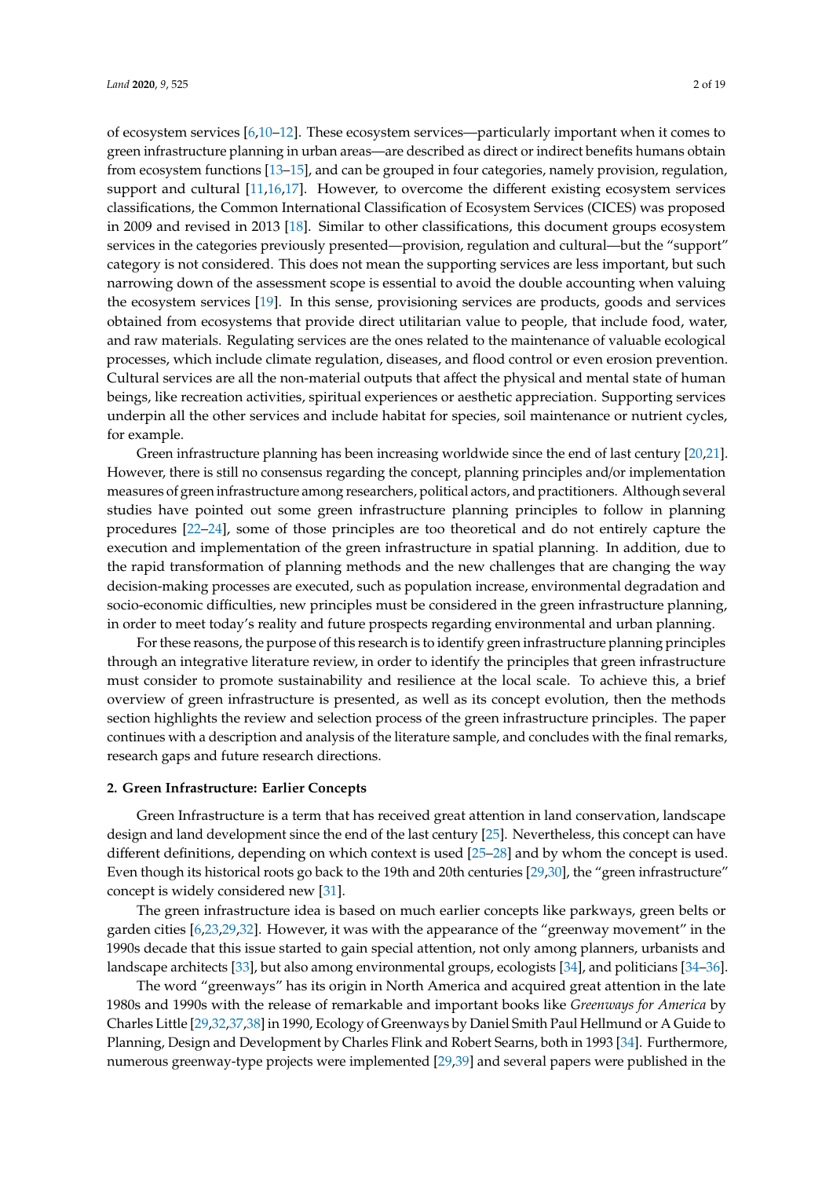of ecosystem services [6,10–12]. These ecosystem services—particularly important when it comes to green infrastructure planning in urban areas—are described as direct or indirect benefits humans obtain from ecosystem functions [13–15], and can be grouped in four categories, namely provision, regulation, support and cultural [11,16,17]. However, to overcome the different existing ecosystem services classifications, the Common International Classification of Ecosystem Services (CICES) was proposed in 2009 and revised in 2013 [18]. Similar to other classifications, this document groups ecosystem services in the categories previously presented—provision, regulation and cultural—but the "support" category is not considered. This does not mean the supporting services are less important, but such narrowing down of the assessment scope is essential to avoid the double accounting when valuing the ecosystem services [19]. In this sense, provisioning services are products, goods and services obtained from ecosystems that provide direct utilitarian value to people, that include food, water, and raw materials. Regulating services are the ones related to the maintenance of valuable ecological processes, which include climate regulation, diseases, and flood control or even erosion prevention. Cultural services are all the non-material outputs that affect the physical and mental state of human beings, like recreation activities, spiritual experiences or aesthetic appreciation. Supporting services underpin all the other services and include habitat for species, soil maintenance or nutrient cycles, for example.

Green infrastructure planning has been increasing worldwide since the end of last century [20,21]. However, there is still no consensus regarding the concept, planning principles and/or implementation measures of green infrastructure among researchers, political actors, and practitioners. Although several studies have pointed out some green infrastructure planning principles to follow in planning procedures [22–24], some of those principles are too theoretical and do not entirely capture the execution and implementation of the green infrastructure in spatial planning. In addition, due to the rapid transformation of planning methods and the new challenges that are changing the way decision-making processes are executed, such as population increase, environmental degradation and socio-economic difficulties, new principles must be considered in the green infrastructure planning, in order to meet today's reality and future prospects regarding environmental and urban planning.

For these reasons, the purpose of this research is to identify green infrastructure planning principles through an integrative literature review, in order to identify the principles that green infrastructure must consider to promote sustainability and resilience at the local scale. To achieve this, a brief overview of green infrastructure is presented, as well as its concept evolution, then the methods section highlights the review and selection process of the green infrastructure principles. The paper continues with a description and analysis of the literature sample, and concludes with the final remarks, research gaps and future research directions.

## 2. Green Infrastructure: Earlier Concepts

Green Infrastructure is a term that has received great attention in land conservation, landscape design and land development since the end of the last century [25]. Nevertheless, this concept can have different definitions, depending on which context is used [25–28] and by whom the concept is used. Even though its historical roots go back to the 19th and 20th centuries [29,30], the "green infrastructure" concept is widely considered new [31].

The green infrastructure idea is based on much earlier concepts like parkways, green belts or garden cities [6,23,29,32]. However, it was with the appearance of the "greenway movement" in the 1990s decade that this issue started to gain special attention, not only among planners, urbanists and landscape architects [33], but also among environmental groups, ecologists [34], and politicians [34–36].

The word "greenways" has its origin in North America and acquired great attention in the late 1980s and 1990s with the release of remarkable and important books like *Greenways for America* by Charles Little [29,32,37,38] in 1990, Ecology of Greenways by Daniel Smith Paul Hellmund or A Guide to Planning, Design and Development by Charles Flink and Robert Searns, both in 1993 [34]. Furthermore, numerous greenway-type projects were implemented [29,39] and several papers were published in the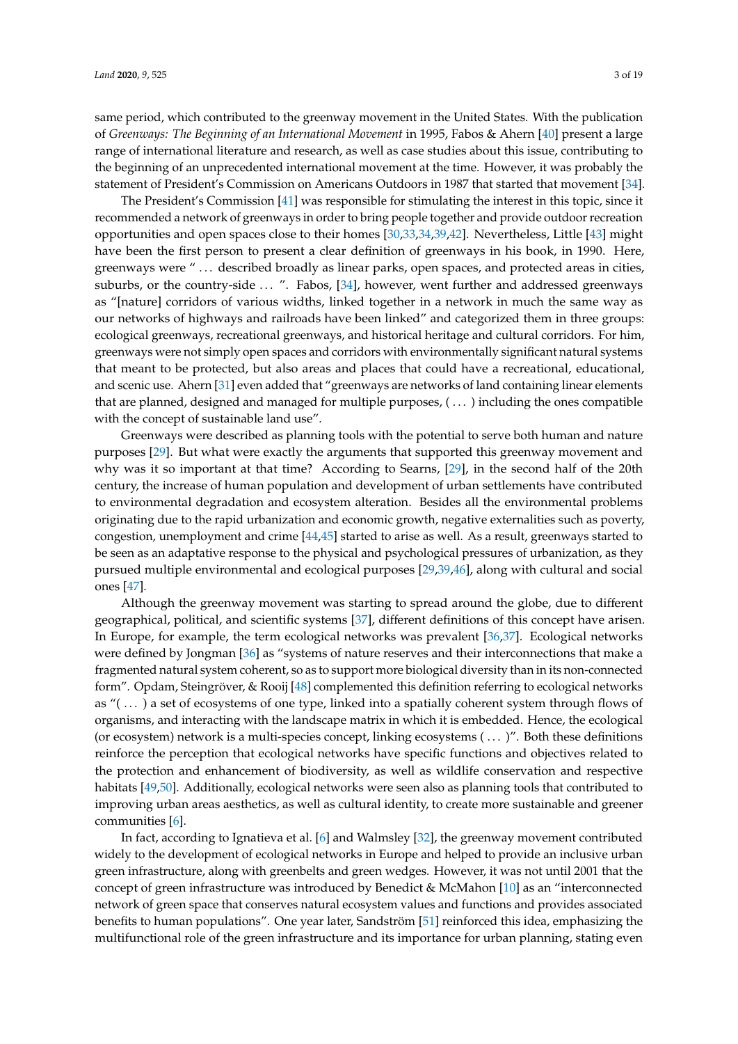same period, which contributed to the greenway movement in the United States. With the publication of *Greenways: The Beginning of an International Movement* in 1995, Fabos & Ahern [40] present a large range of international literature and research, as well as case studies about this issue, contributing to the beginning of an unprecedented international movement at the time. However, it was probably the statement of President's Commission on Americans Outdoors in 1987 that started that movement [34].

The President's Commission [41] was responsible for stimulating the interest in this topic, since it recommended a network of greenways in order to bring people together and provide outdoor recreation opportunities and open spaces close to their homes [30,33,34,39,42]. Nevertheless, Little [43] might have been the first person to present a clear definition of greenways in his book, in 1990. Here, greenways were " ... described broadly as linear parks, open spaces, and protected areas in cities, suburbs, or the country-side ... ". Fabos, [34], however, went further and addressed greenways as "[nature] corridors of various widths, linked together in a network in much the same way as our networks of highways and railroads have been linked" and categorized them in three groups: ecological greenways, recreational greenways, and historical heritage and cultural corridors. For him, greenways were not simply open spaces and corridors with environmentally significant natural systems that meant to be protected, but also areas and places that could have a recreational, educational, and scenic use. Ahern [31] even added that "greenways are networks of land containing linear elements that are planned, designed and managed for multiple purposes, ( ... ) including the ones compatible with the concept of sustainable land use".

Greenways were described as planning tools with the potential to serve both human and nature purposes [29]. But what were exactly the arguments that supported this greenway movement and why was it so important at that time? According to Searns, [29], in the second half of the 20th century, the increase of human population and development of urban settlements have contributed to environmental degradation and ecosystem alteration. Besides all the environmental problems originating due to the rapid urbanization and economic growth, negative externalities such as poverty, congestion, unemployment and crime [44,45] started to arise as well. As a result, greenways started to be seen as an adaptative response to the physical and psychological pressures of urbanization, as they pursued multiple environmental and ecological purposes [29,39,46], along with cultural and social ones [47].

Although the greenway movement was starting to spread around the globe, due to different geographical, political, and scientific systems [37], different definitions of this concept have arisen. In Europe, for example, the term ecological networks was prevalent [36,37]. Ecological networks were defined by Jongman [36] as "systems of nature reserves and their interconnections that make a fragmented natural system coherent, so as to support more biological diversity than in its non-connected form". Opdam, Steingröver, & Rooij [48] complemented this definition referring to ecological networks as "( ... ) a set of ecosystems of one type, linked into a spatially coherent system through flows of organisms, and interacting with the landscape matrix in which it is embedded. Hence, the ecological (or ecosystem) network is a multi-species concept, linking ecosystems ( ... )". Both these definitions reinforce the perception that ecological networks have specific functions and objectives related to the protection and enhancement of biodiversity, as well as wildlife conservation and respective habitats [49,50]. Additionally, ecological networks were seen also as planning tools that contributed to improving urban areas aesthetics, as well as cultural identity, to create more sustainable and greener communities [6].

In fact, according to Ignatieva et al. [6] and Walmsley [32], the greenway movement contributed widely to the development of ecological networks in Europe and helped to provide an inclusive urban green infrastructure, along with greenbelts and green wedges. However, it was not until 2001 that the concept of green infrastructure was introduced by Benedict & McMahon [10] as an "interconnected network of green space that conserves natural ecosystem values and functions and provides associated benefits to human populations". One year later, Sandström [51] reinforced this idea, emphasizing the multifunctional role of the green infrastructure and its importance for urban planning, stating even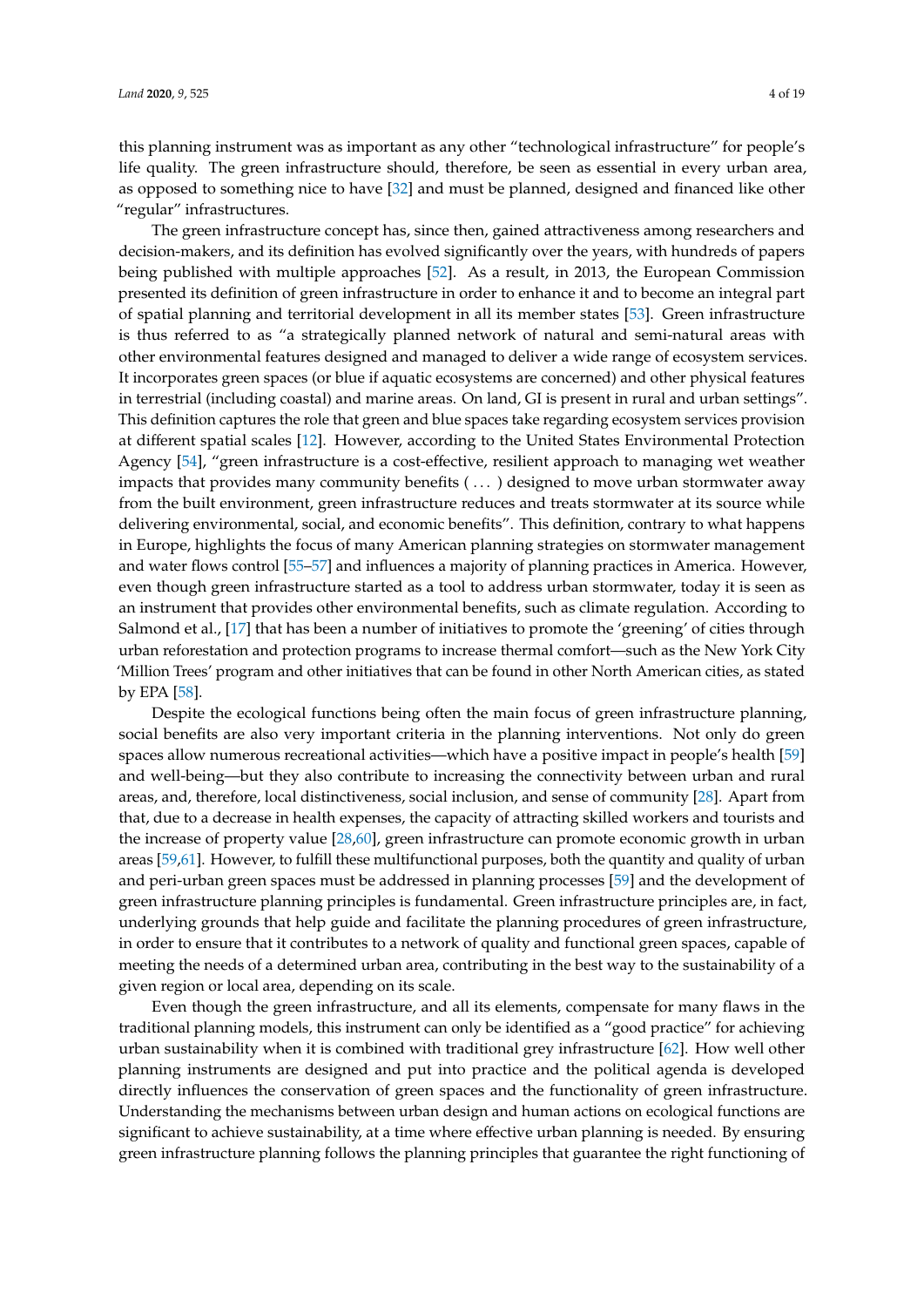this planning instrument was as important as any other "technological infrastructure" for people's life quality. The green infrastructure should, therefore, be seen as essential in every urban area, as opposed to something nice to have [32] and must be planned, designed and financed like other "regular" infrastructures.

The green infrastructure concept has, since then, gained attractiveness among researchers and decision-makers, and its definition has evolved significantly over the years, with hundreds of papers being published with multiple approaches [52]. As a result, in 2013, the European Commission presented its definition of green infrastructure in order to enhance it and to become an integral part of spatial planning and territorial development in all its member states [53]. Green infrastructure is thus referred to as "a strategically planned network of natural and semi-natural areas with other environmental features designed and managed to deliver a wide range of ecosystem services. It incorporates green spaces (or blue if aquatic ecosystems are concerned) and other physical features in terrestrial (including coastal) and marine areas. On land, GI is present in rural and urban settings". This definition captures the role that green and blue spaces take regarding ecosystem services provision at different spatial scales [12]. However, according to the United States Environmental Protection Agency [54], "green infrastructure is a cost-effective, resilient approach to managing wet weather impacts that provides many community benefits ( ... ) designed to move urban stormwater away from the built environment, green infrastructure reduces and treats stormwater at its source while delivering environmental, social, and economic benefits". This definition, contrary to what happens in Europe, highlights the focus of many American planning strategies on stormwater management and water flows control [55–57] and influences a majority of planning practices in America. However, even though green infrastructure started as a tool to address urban stormwater, today it is seen as an instrument that provides other environmental benefits, such as climate regulation. According to Salmond et al., [17] that has been a number of initiatives to promote the 'greening' of cities through urban reforestation and protection programs to increase thermal comfort—such as the New York City 'Million Trees' program and other initiatives that can be found in other North American cities, as stated by EPA [58].

Despite the ecological functions being often the main focus of green infrastructure planning, social benefits are also very important criteria in the planning interventions. Not only do green spaces allow numerous recreational activities—which have a positive impact in people's health [59] and well-being—but they also contribute to increasing the connectivity between urban and rural areas, and, therefore, local distinctiveness, social inclusion, and sense of community [28]. Apart from that, due to a decrease in health expenses, the capacity of attracting skilled workers and tourists and the increase of property value [28,60], green infrastructure can promote economic growth in urban areas [59,61]. However, to fulfill these multifunctional purposes, both the quantity and quality of urban and peri-urban green spaces must be addressed in planning processes [59] and the development of green infrastructure planning principles is fundamental. Green infrastructure principles are, in fact, underlying grounds that help guide and facilitate the planning procedures of green infrastructure, in order to ensure that it contributes to a network of quality and functional green spaces, capable of meeting the needs of a determined urban area, contributing in the best way to the sustainability of a given region or local area, depending on its scale.

Even though the green infrastructure, and all its elements, compensate for many flaws in the traditional planning models, this instrument can only be identified as a "good practice" for achieving urban sustainability when it is combined with traditional grey infrastructure [62]. How well other planning instruments are designed and put into practice and the political agenda is developed directly influences the conservation of green spaces and the functionality of green infrastructure. Understanding the mechanisms between urban design and human actions on ecological functions are significant to achieve sustainability, at a time where effective urban planning is needed. By ensuring green infrastructure planning follows the planning principles that guarantee the right functioning of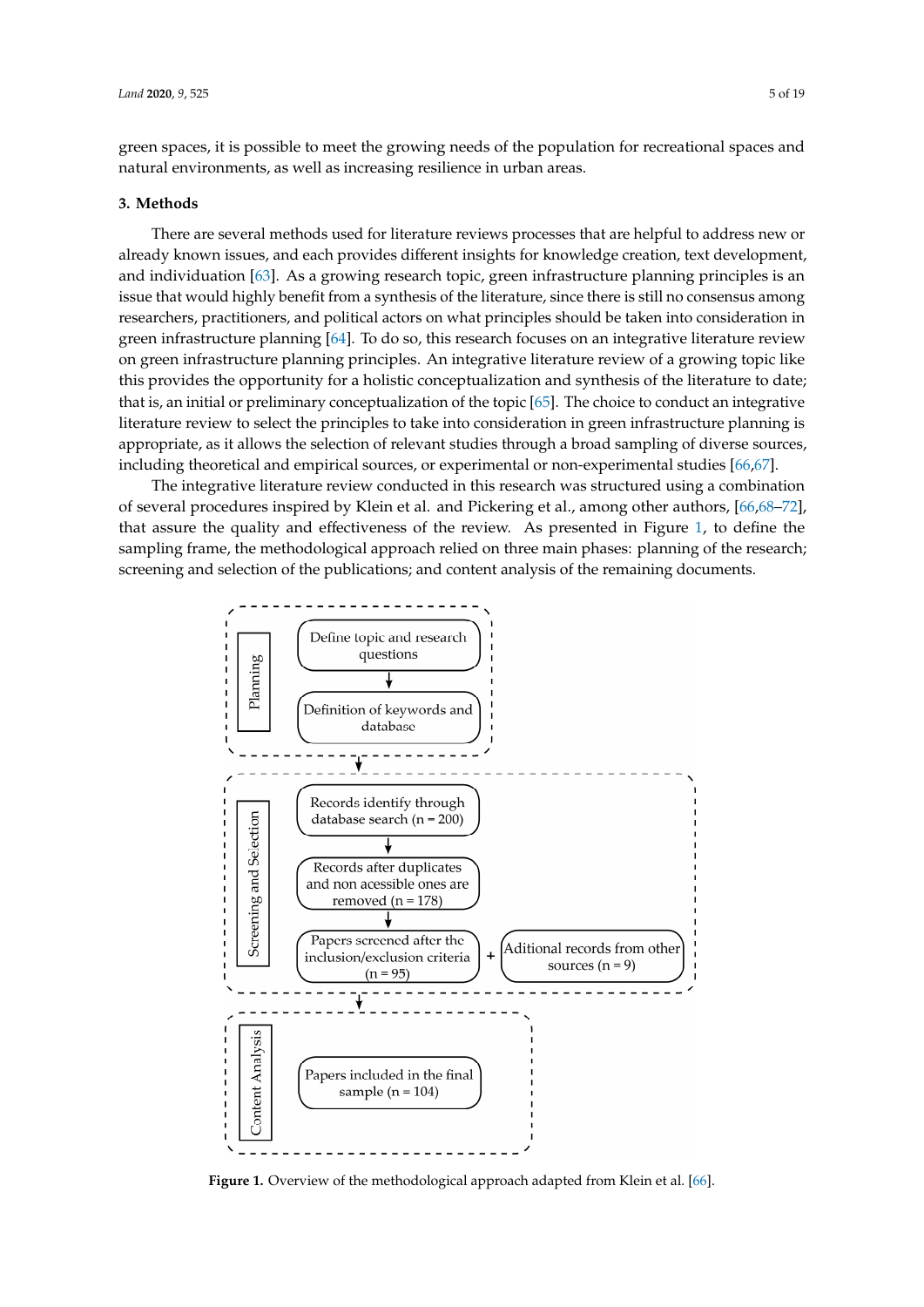green spaces, it is possible to meet the growing needs of the population for recreational spaces and natural environments, as well as increasing resilience in urban areas.

## 3. Methods

There are several methods used for literature reviews processes that are helpful to address new or already known issues, and each provides different insights for knowledge creation, text development, and individuation [63]. As a growing research topic, green infrastructure planning principles is an issue that would highly benefit from a synthesis of the literature, since there is still no consensus among researchers, practitioners, and political actors on what principles should be taken into consideration in green infrastructure planning [64]. To do so, this research focuses on an integrative literature review on green infrastructure planning principles. An integrative literature review of a growing topic like this provides the opportunity for a holistic conceptualization and synthesis of the literature to date; that is, an initial or preliminary conceptualization of the topic [65]. The choice to conduct an integrative literature review to select the principles to take into consideration in green infrastructure planning is appropriate, as it allows the selection of relevant studies through a broad sampling of diverse sources, including theoretical and empirical sources, or experimental or non-experimental studies [66,67].

The integrative literature review conducted in this research was structured using a combination of several procedures inspired by Klein et al. and Pickering et al., among other authors, [66,68–72], that assure the quality and effectiveness of the review. As presented in Figure 1, to define the sampling frame, the methodological approach relied on three main phases: planning of the research; screening and selection of the publications; and content analysis of the remaining documents.

**Planning**
- Define topic and research questions
- Definition of keywords and database

**Screening and Selection**
- Records identify through database search (n = 200)
- Records after duplicates and non acessible ones are removed (n = 178)
- Papers screened after the inclusion/exclusion criteria (n = 95) + Aditional records from other sources (n = 9)

**Content Analysis**
- Papers included in the final sample (n = 104)

**Figure 1.** Overview of the methodological approach adapted from Klein et al. [66].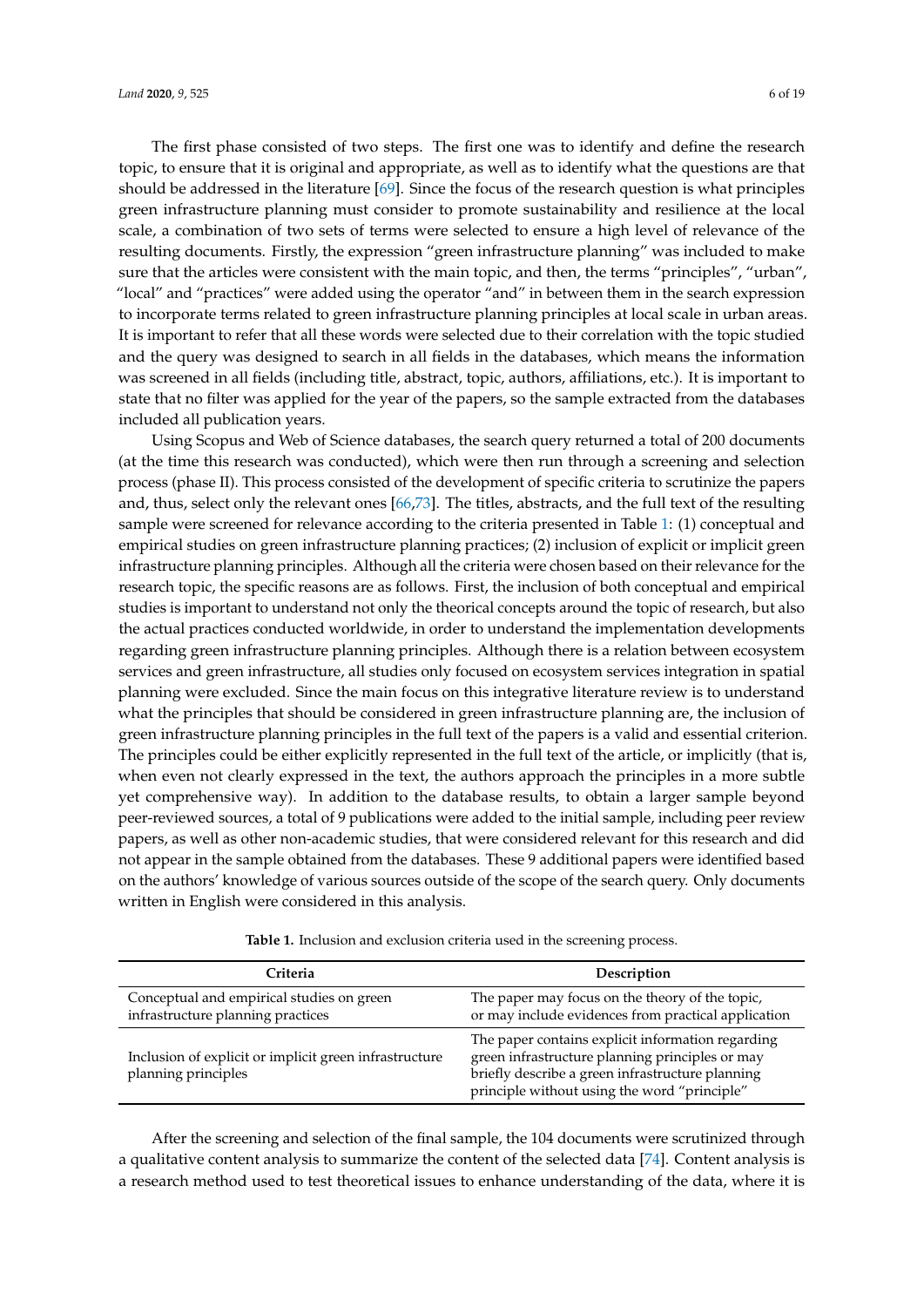The first phase consisted of two steps. The first one was to identify and define the research topic, to ensure that it is original and appropriate, as well as to identify what the questions are that should be addressed in the literature [69]. Since the focus of the research question is what principles green infrastructure planning must consider to promote sustainability and resilience at the local scale, a combination of two sets of terms were selected to ensure a high level of relevance of the resulting documents. Firstly, the expression "green infrastructure planning" was included to make sure that the articles were consistent with the main topic, and then, the terms "principles", "urban", "local" and "practices" were added using the operator "and" in between them in the search expression to incorporate terms related to green infrastructure planning principles at local scale in urban areas. It is important to refer that all these words were selected due to their correlation with the topic studied and the query was designed to search in all fields in the databases, which means the information was screened in all fields (including title, abstract, topic, authors, affiliations, etc.). It is important to state that no filter was applied for the year of the papers, so the sample extracted from the databases included all publication years.

Using Scopus and Web of Science databases, the search query returned a total of 200 documents (at the time this research was conducted), which were then run through a screening and selection process (phase II). This process consisted of the development of specific criteria to scrutinize the papers and, thus, select only the relevant ones [66,73]. The titles, abstracts, and the full text of the resulting sample were screened for relevance according to the criteria presented in Table 1: (1) conceptual and empirical studies on green infrastructure planning practices; (2) inclusion of explicit or implicit green infrastructure planning principles. Although all the criteria were chosen based on their relevance for the research topic, the specific reasons are as follows. First, the inclusion of both conceptual and empirical studies is important to understand not only the theorical concepts around the topic of research, but also the actual practices conducted worldwide, in order to understand the implementation developments regarding green infrastructure planning principles. Although there is a relation between ecosystem services and green infrastructure, all studies only focused on ecosystem services integration in spatial planning were excluded. Since the main focus on this integrative literature review is to understand what the principles that should be considered in green infrastructure planning are, the inclusion of green infrastructure planning principles in the full text of the papers is a valid and essential criterion. The principles could be either explicitly represented in the full text of the article, or implicitly (that is, when even not clearly expressed in the text, the authors approach the principles in a more subtle yet comprehensive way). In addition to the database results, to obtain a larger sample beyond peer-reviewed sources, a total of 9 publications were added to the initial sample, including peer review papers, as well as other non-academic studies, that were considered relevant for this research and did not appear in the sample obtained from the databases. These 9 additional papers were identified based on the authors' knowledge of various sources outside of the scope of the search query. Only documents written in English were considered in this analysis.

**Table 1.** Inclusion and exclusion criteria used in the screening process.

| Criteria | Description |
| --- | --- |
| Conceptual and empirical studies on green infrastructure planning practices | The paper may focus on the theory of the topic, or may include evidences from practical application |
| Inclusion of explicit or implicit green infrastructure planning principles | The paper contains explicit information regarding green infrastructure planning principles or may briefly describe a green infrastructure planning principle without using the word "principle" |

After the screening and selection of the final sample, the 104 documents were scrutinized through a qualitative content analysis to summarize the content of the selected data [74]. Content analysis is a research method used to test theoretical issues to enhance understanding of the data, where it is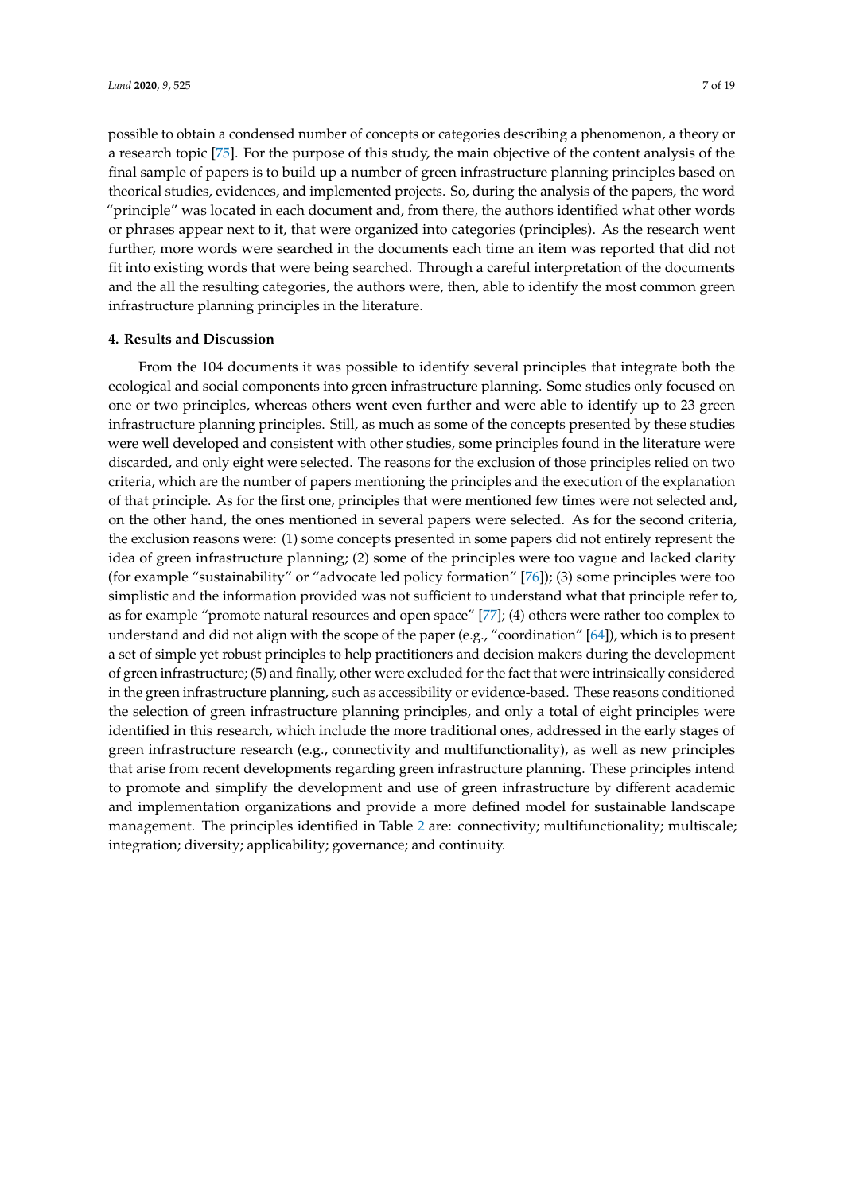possible to obtain a condensed number of concepts or categories describing a phenomenon, a theory or a research topic [75]. For the purpose of this study, the main objective of the content analysis of the final sample of papers is to build up a number of green infrastructure planning principles based on theorical studies, evidences, and implemented projects. So, during the analysis of the papers, the word "principle" was located in each document and, from there, the authors identified what other words or phrases appear next to it, that were organized into categories (principles). As the research went further, more words were searched in the documents each time an item was reported that did not fit into existing words that were being searched. Through a careful interpretation of the documents and the all the resulting categories, the authors were, then, able to identify the most common green infrastructure planning principles in the literature.

#### 4. Results and Discussion

From the 104 documents it was possible to identify several principles that integrate both the ecological and social components into green infrastructure planning. Some studies only focused on one or two principles, whereas others went even further and were able to identify up to 23 green infrastructure planning principles. Still, as much as some of the concepts presented by these studies were well developed and consistent with other studies, some principles found in the literature were discarded, and only eight were selected. The reasons for the exclusion of those principles relied on two criteria, which are the number of papers mentioning the principles and the execution of the explanation of that principle. As for the first one, principles that were mentioned few times were not selected and, on the other hand, the ones mentioned in several papers were selected. As for the second criteria, the exclusion reasons were: (1) some concepts presented in some papers did not entirely represent the idea of green infrastructure planning; (2) some of the principles were too vague and lacked clarity (for example "sustainability" or "advocate led policy formation" [76]); (3) some principles were too simplistic and the information provided was not sufficient to understand what that principle refer to, as for example "promote natural resources and open space" [77]; (4) others were rather too complex to understand and did not align with the scope of the paper (e.g., "coordination" [64]), which is to present a set of simple yet robust principles to help practitioners and decision makers during the development of green infrastructure; (5) and finally, other were excluded for the fact that were intrinsically considered in the green infrastructure planning, such as accessibility or evidence-based. These reasons conditioned the selection of green infrastructure planning principles, and only a total of eight principles were identified in this research, which include the more traditional ones, addressed in the early stages of green infrastructure research (e.g., connectivity and multifunctionality), as well as new principles that arise from recent developments regarding green infrastructure planning. These principles intend to promote and simplify the development and use of green infrastructure by different academic and implementation organizations and provide a more defined model for sustainable landscape management. The principles identified in Table 2 are: connectivity; multifunctionality; multiscale; integration; diversity; applicability; governance; and continuity.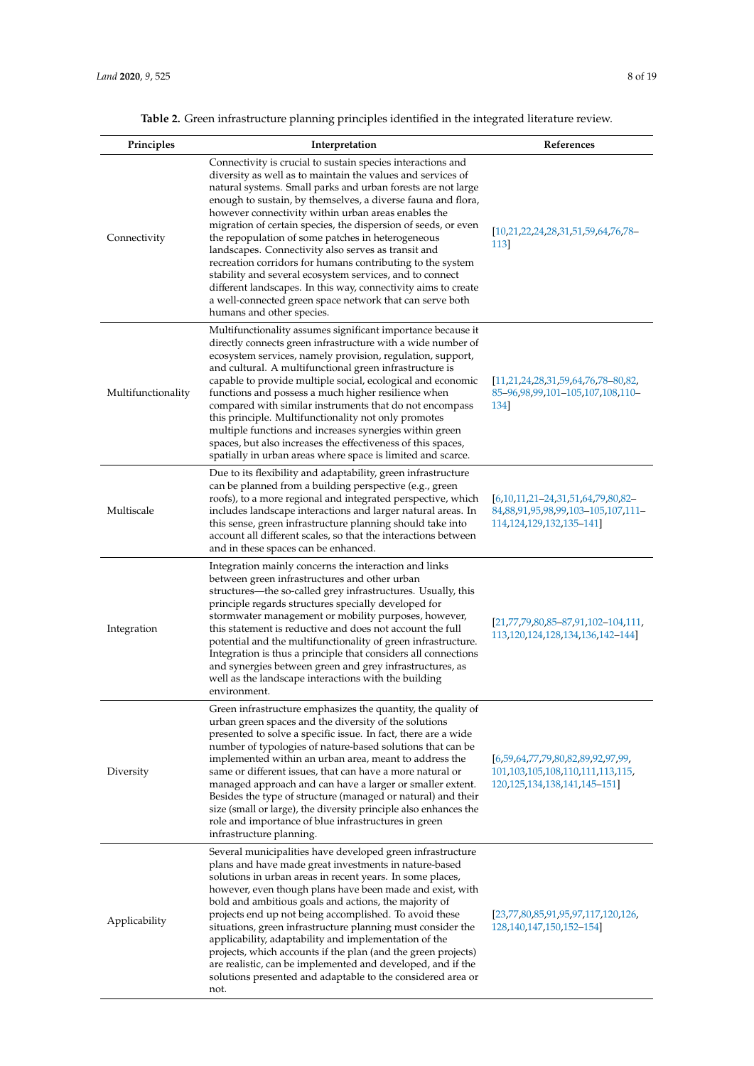**Table 2.** Green infrastructure planning principles identified in the integrated literature review.

| Principles | Interpretation | References |
|---|---|---|
| Connectivity | Connectivity is crucial to sustain species interactions and diversity as well as to maintain the values and services of natural systems. Small parks and urban forests are not large enough to sustain, by themselves, a diverse fauna and flora, however connectivity within urban areas enables the migration of certain species, the dispersion of seeds, or even the repopulation of some patches in heterogeneous landscapes. Connectivity also serves as transit and recreation corridors for humans contributing to the system stability and several ecosystem services, and to connect different landscapes. In this way, connectivity aims to create a well-connected green space network that can serve both humans and other species. | [10,21,22,24,28,31,51,59,64,76,78–113] |
| Multifunctionality | Multifunctionality assumes significant importance because it directly connects green infrastructure with a wide number of ecosystem services, namely provision, regulation, support, and cultural. A multifunctional green infrastructure is capable to provide multiple social, ecological and economic functions and possess a much higher resilience when compared with similar instruments that do not encompass this principle. Multifunctionality not only promotes multiple functions and increases synergies within green spaces, but also increases the effectiveness of this spaces, spatially in urban areas where space is limited and scarce. | [11,21,24,28,31,59,64,76,78–80,82,85–96,98,99,101–105,107,108,110–134] |
| Multiscale | Due to its flexibility and adaptability, green infrastructure can be planned from a building perspective (e.g., green roofs), to a more regional and integrated perspective, which includes landscape interactions and larger natural areas. In this sense, green infrastructure planning should take into account all different scales, so that the interactions between and in these spaces can be enhanced. | [6,10,11,21–24,31,51,64,79,80,82–84,88,91,95,98,99,103–105,107,111–114,124,129,132,135–141] |
| Integration | Integration mainly concerns the interaction and links between green infrastructures and other urban structures—the so-called grey infrastructures. Usually, this principle regards structures specially developed for stormwater management or mobility purposes, however, this statement is reductive and does not account the full potential and the multifunctionality of green infrastructure. Integration is thus a principle that considers all connections and synergies between green and grey infrastructures, as well as the landscape interactions with the building environment. | [21,77,79,80,85–87,91,102–104,111,113,120,124,128,134,136,142–144] |
| Diversity | Green infrastructure emphasizes the quantity, the quality of urban green spaces and the diversity of the solutions presented to solve a specific issue. In fact, there are a wide number of typologies of nature-based solutions that can be implemented within an urban area, meant to address the same or different issues, that can have a more natural or managed approach and can have a larger or smaller extent. Besides the type of structure (managed or natural) and their size (small or large), the diversity principle also enhances the role and importance of blue infrastructures in green infrastructure planning. | [6,59,64,77,79,80,82,89,92,97,99,101,103,105,108,110,111,113,115,120,125,134,138,141,145–151] |
| Applicability | Several municipalities have developed green infrastructure plans and have made great investments in nature-based solutions in urban areas in recent years. In some places, however, even though plans have been made and exist, with bold and ambitious goals and actions, the majority of projects end up not being accomplished. To avoid these situations, green infrastructure planning must consider the applicability, adaptability and implementation of the projects, which accounts if the plan (and the green projects) are realistic, can be implemented and developed, and if the solutions presented and adaptable to the considered area or not. | [23,77,80,85,91,95,97,117,120,126,128,140,147,150,152–154] |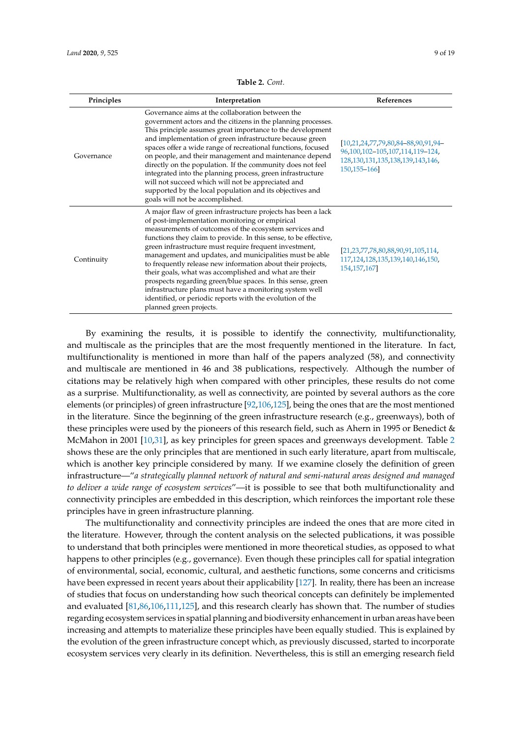**Table 2.** *Cont.*

| Principles | Interpretation | References |
|---|---|---|
| Governance | Governance aims at the collaboration between the government actors and the citizens in the planning processes. This principle assumes great importance to the development and implementation of green infrastructure because green spaces offer a wide range of recreational functions, focused on people, and their management and maintenance depend directly on the population. If the community does not feel integrated into the planning process, green infrastructure will not succeed which will not be appreciated and supported by the local population and its objectives and goals will not be accomplished. | [10,21,24,77,79,80,84–88,90,91,94–96,100,102–105,107,114,119–124,128,130,131,135,138,139,143,146,150,155–166] |
| Continuity | A major flaw of green infrastructure projects has been a lack of post-implementation monitoring or empirical measurements of outcomes of the ecosystem services and functions they claim to provide. In this sense, to be effective, green infrastructure must require frequent investment, management and updates, and municipalities must be able to frequently release new information about their projects, their goals, what was accomplished and what are their prospects regarding green/blue spaces. In this sense, green infrastructure plans must have a monitoring system well identified, or periodic reports with the evolution of the planned green projects. | [21,23,77,78,80,88,90,91,105,114,117,124,128,135,139,140,146,150,154,157,167] |

By examining the results, it is possible to identify the connectivity, multifunctionality, and multiscale as the principles that are the most frequently mentioned in the literature. In fact, multifunctionality is mentioned in more than half of the papers analyzed (58), and connectivity and multiscale are mentioned in 46 and 38 publications, respectively. Although the number of citations may be relatively high when compared with other principles, these results do not come as a surprise. Multifunctionality, as well as connectivity, are pointed by several authors as the core elements (or principles) of green infrastructure [92,106,125], being the ones that are the most mentioned in the literature. Since the beginning of the green infrastructure research (e.g., greenways), both of these principles were used by the pioneers of this research field, such as Ahern in 1995 or Benedict & McMahon in 2001 [10,31], as key principles for green spaces and greenways development. Table 2 shows these are the only principles that are mentioned in such early literature, apart from multiscale, which is another key principle considered by many. If we examine closely the definition of green infrastructure—"*a strategically planned network of natural and semi-natural areas designed and managed to deliver a wide range of ecosystem services*"—it is possible to see that both multifunctionality and connectivity principles are embedded in this description, which reinforces the important role these principles have in green infrastructure planning.

The multifunctionality and connectivity principles are indeed the ones that are more cited in the literature. However, through the content analysis on the selected publications, it was possible to understand that both principles were mentioned in more theoretical studies, as opposed to what happens to other principles (e.g., governance). Even though these principles call for spatial integration of environmental, social, economic, cultural, and aesthetic functions, some concerns and criticisms have been expressed in recent years about their applicability [127]. In reality, there has been an increase of studies that focus on understanding how such theorical concepts can definitely be implemented and evaluated [81,86,106,111,125], and this research clearly has shown that. The number of studies regarding ecosystem services in spatial planning and biodiversity enhancement in urban areas have been increasing and attempts to materialize these principles have been equally studied. This is explained by the evolution of the green infrastructure concept which, as previously discussed, started to incorporate ecosystem services very clearly in its definition. Nevertheless, this is still an emerging research field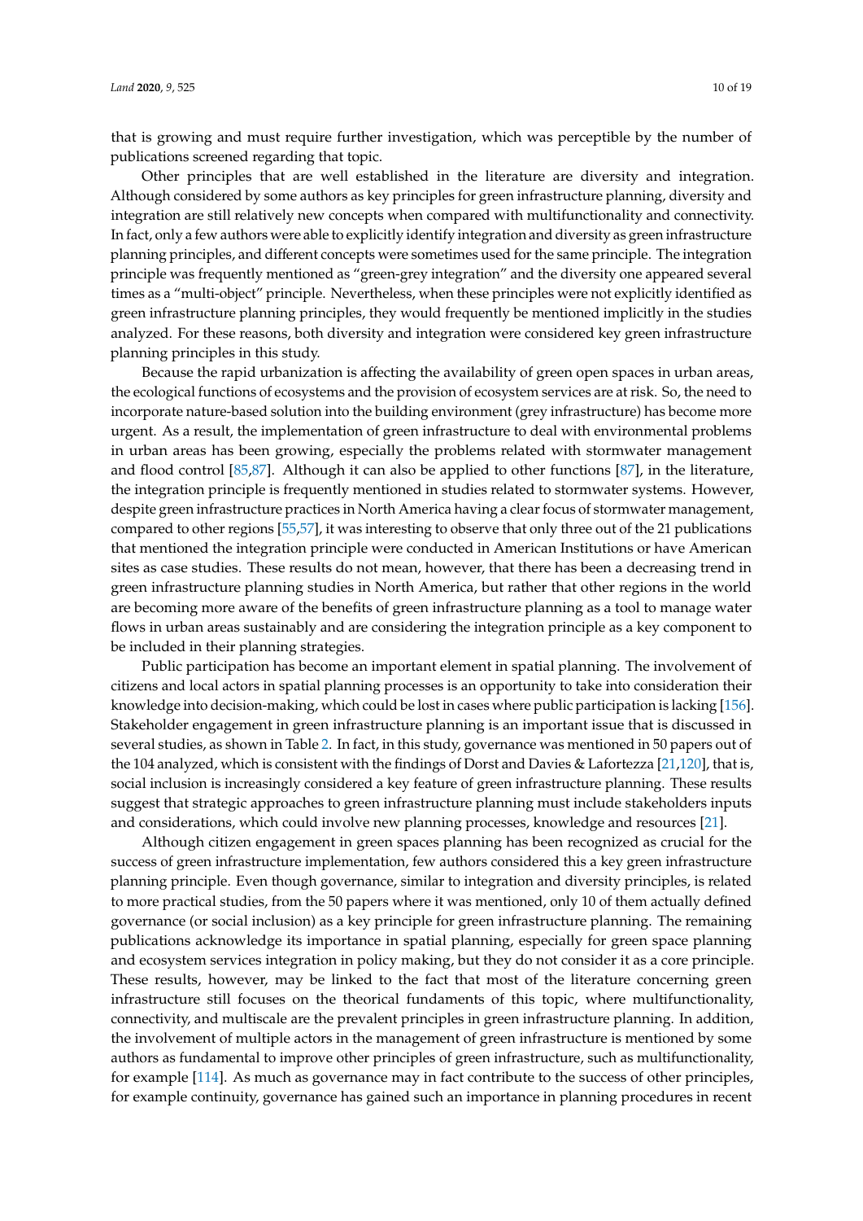that is growing and must require further investigation, which was perceptible by the number of publications screened regarding that topic.

Other principles that are well established in the literature are diversity and integration. Although considered by some authors as key principles for green infrastructure planning, diversity and integration are still relatively new concepts when compared with multifunctionality and connectivity. In fact, only a few authors were able to explicitly identify integration and diversity as green infrastructure planning principles, and different concepts were sometimes used for the same principle. The integration principle was frequently mentioned as "green-grey integration" and the diversity one appeared several times as a "multi-object" principle. Nevertheless, when these principles were not explicitly identified as green infrastructure planning principles, they would frequently be mentioned implicitly in the studies analyzed. For these reasons, both diversity and integration were considered key green infrastructure planning principles in this study.

Because the rapid urbanization is affecting the availability of green open spaces in urban areas, the ecological functions of ecosystems and the provision of ecosystem services are at risk. So, the need to incorporate nature-based solution into the building environment (grey infrastructure) has become more urgent. As a result, the implementation of green infrastructure to deal with environmental problems in urban areas has been growing, especially the problems related with stormwater management and flood control [85,87]. Although it can also be applied to other functions [87], in the literature, the integration principle is frequently mentioned in studies related to stormwater systems. However, despite green infrastructure practices in North America having a clear focus of stormwater management, compared to other regions [55,57], it was interesting to observe that only three out of the 21 publications that mentioned the integration principle were conducted in American Institutions or have American sites as case studies. These results do not mean, however, that there has been a decreasing trend in green infrastructure planning studies in North America, but rather that other regions in the world are becoming more aware of the benefits of green infrastructure planning as a tool to manage water flows in urban areas sustainably and are considering the integration principle as a key component to be included in their planning strategies.

Public participation has become an important element in spatial planning. The involvement of citizens and local actors in spatial planning processes is an opportunity to take into consideration their knowledge into decision-making, which could be lost in cases where public participation is lacking [156]. Stakeholder engagement in green infrastructure planning is an important issue that is discussed in several studies, as shown in Table 2. In fact, in this study, governance was mentioned in 50 papers out of the 104 analyzed, which is consistent with the findings of Dorst and Davies & Lafortezza [21,120], that is, social inclusion is increasingly considered a key feature of green infrastructure planning. These results suggest that strategic approaches to green infrastructure planning must include stakeholders inputs and considerations, which could involve new planning processes, knowledge and resources [21].

Although citizen engagement in green spaces planning has been recognized as crucial for the success of green infrastructure implementation, few authors considered this a key green infrastructure planning principle. Even though governance, similar to integration and diversity principles, is related to more practical studies, from the 50 papers where it was mentioned, only 10 of them actually defined governance (or social inclusion) as a key principle for green infrastructure planning. The remaining publications acknowledge its importance in spatial planning, especially for green space planning and ecosystem services integration in policy making, but they do not consider it as a core principle. These results, however, may be linked to the fact that most of the literature concerning green infrastructure still focuses on the theorical fundaments of this topic, where multifunctionality, connectivity, and multiscale are the prevalent principles in green infrastructure planning. In addition, the involvement of multiple actors in the management of green infrastructure is mentioned by some authors as fundamental to improve other principles of green infrastructure, such as multifunctionality, for example [114]. As much as governance may in fact contribute to the success of other principles, for example continuity, governance has gained such an importance in planning procedures in recent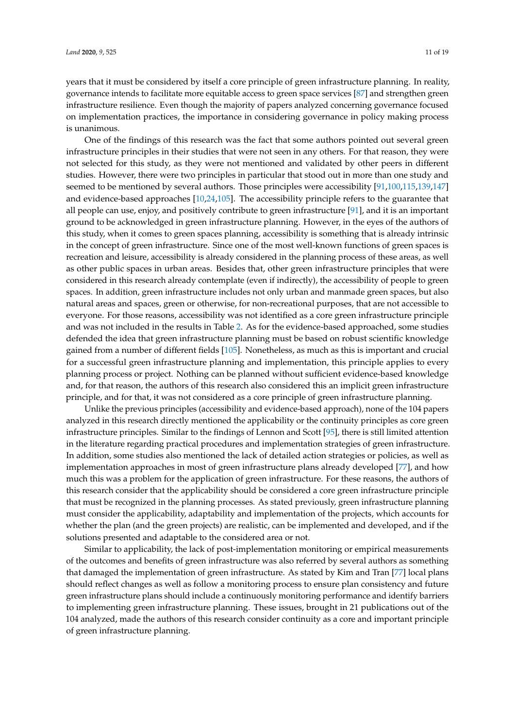years that it must be considered by itself a core principle of green infrastructure planning. In reality, governance intends to facilitate more equitable access to green space services [87] and strengthen green infrastructure resilience. Even though the majority of papers analyzed concerning governance focused on implementation practices, the importance in considering governance in policy making process is unanimous.

One of the findings of this research was the fact that some authors pointed out several green infrastructure principles in their studies that were not seen in any others. For that reason, they were not selected for this study, as they were not mentioned and validated by other peers in different studies. However, there were two principles in particular that stood out in more than one study and seemed to be mentioned by several authors. Those principles were accessibility [91,100,115,139,147] and evidence-based approaches [10,24,105]. The accessibility principle refers to the guarantee that all people can use, enjoy, and positively contribute to green infrastructure [91], and it is an important ground to be acknowledged in green infrastructure planning. However, in the eyes of the authors of this study, when it comes to green spaces planning, accessibility is something that is already intrinsic in the concept of green infrastructure. Since one of the most well-known functions of green spaces is recreation and leisure, accessibility is already considered in the planning process of these areas, as well as other public spaces in urban areas. Besides that, other green infrastructure principles that were considered in this research already contemplate (even if indirectly), the accessibility of people to green spaces. In addition, green infrastructure includes not only urban and manmade green spaces, but also natural areas and spaces, green or otherwise, for non-recreational purposes, that are not accessible to everyone. For those reasons, accessibility was not identified as a core green infrastructure principle and was not included in the results in Table 2. As for the evidence-based approached, some studies defended the idea that green infrastructure planning must be based on robust scientific knowledge gained from a number of different fields [105]. Nonetheless, as much as this is important and crucial for a successful green infrastructure planning and implementation, this principle applies to every planning process or project. Nothing can be planned without sufficient evidence-based knowledge and, for that reason, the authors of this research also considered this an implicit green infrastructure principle, and for that, it was not considered as a core principle of green infrastructure planning.

Unlike the previous principles (accessibility and evidence-based approach), none of the 104 papers analyzed in this research directly mentioned the applicability or the continuity principles as core green infrastructure principles. Similar to the findings of Lennon and Scott [95], there is still limited attention in the literature regarding practical procedures and implementation strategies of green infrastructure. In addition, some studies also mentioned the lack of detailed action strategies or policies, as well as implementation approaches in most of green infrastructure plans already developed [77], and how much this was a problem for the application of green infrastructure. For these reasons, the authors of this research consider that the applicability should be considered a core green infrastructure principle that must be recognized in the planning processes. As stated previously, green infrastructure planning must consider the applicability, adaptability and implementation of the projects, which accounts for whether the plan (and the green projects) are realistic, can be implemented and developed, and if the solutions presented and adaptable to the considered area or not.

Similar to applicability, the lack of post-implementation monitoring or empirical measurements of the outcomes and benefits of green infrastructure was also referred by several authors as something that damaged the implementation of green infrastructure. As stated by Kim and Tran [77] local plans should reflect changes as well as follow a monitoring process to ensure plan consistency and future green infrastructure plans should include a continuously monitoring performance and identify barriers to implementing green infrastructure planning. These issues, brought in 21 publications out of the 104 analyzed, made the authors of this research consider continuity as a core and important principle of green infrastructure planning.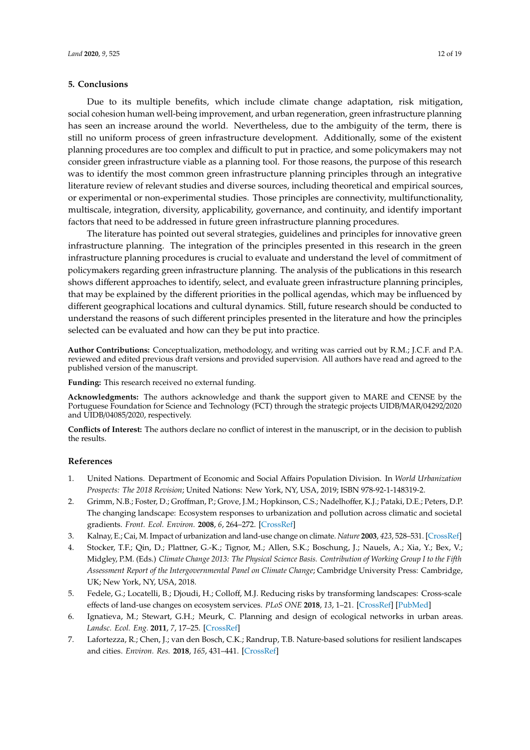## 5. Conclusions

Due to its multiple benefits, which include climate change adaptation, risk mitigation, social cohesion human well-being improvement, and urban regeneration, green infrastructure planning has seen an increase around the world. Nevertheless, due to the ambiguity of the term, there is still no uniform process of green infrastructure development. Additionally, some of the existent planning procedures are too complex and difficult to put in practice, and some policymakers may not consider green infrastructure viable as a planning tool. For those reasons, the purpose of this research was to identify the most common green infrastructure planning principles through an integrative literature review of relevant studies and diverse sources, including theoretical and empirical sources, or experimental or non-experimental studies. Those principles are connectivity, multifunctionality, multiscale, integration, diversity, applicability, governance, and continuity, and identify important factors that need to be addressed in future green infrastructure planning procedures.

The literature has pointed out several strategies, guidelines and principles for innovative green infrastructure planning. The integration of the principles presented in this research in the green infrastructure planning procedures is crucial to evaluate and understand the level of commitment of policymakers regarding green infrastructure planning. The analysis of the publications in this research shows different approaches to identify, select, and evaluate green infrastructure planning principles, that may be explained by the different priorities in the pollical agendas, which may be influenced by different geographical locations and cultural dynamics. Still, future research should be conducted to understand the reasons of such different principles presented in the literature and how the principles selected can be evaluated and how can they be put into practice.

**Author Contributions:** Conceptualization, methodology, and writing was carried out by R.M.; J.C.F. and P.A. reviewed and edited previous draft versions and provided supervision. All authors have read and agreed to the published version of the manuscript.

**Funding:** This research received no external funding.

**Acknowledgments:** The authors acknowledge and thank the support given to MARE and CENSE by the Portuguese Foundation for Science and Technology (FCT) through the strategic projects UIDB/MAR/04292/2020 and UIDB/04085/2020, respectively.

**Conflicts of Interest:** The authors declare no conflict of interest in the manuscript, or in the decision to publish the results.

## References

1. United Nations. Department of Economic and Social Affairs Population Division. In *World Urbanization Prospects: The 2018 Revision*; United Nations: New York, NY, USA, 2019; ISBN 978-92-1-148319-2.
2. Grimm, N.B.; Foster, D.; Groffman, P.; Grove, J.M.; Hopkinson, C.S.; Nadelhoffer, K.J.; Pataki, D.E.; Peters, D.P. The changing landscape: Ecosystem responses to urbanization and pollution across climatic and societal gradients. *Front. Ecol. Environ.* **2008**, *6*, 264–272. [CrossRef]
3. Kalnay, E.; Cai, M. Impact of urbanization and land-use change on climate. *Nature* **2003**, *423*, 528–531. [CrossRef]
4. Stocker, T.F.; Qin, D.; Plattner, G.-K.; Tignor, M.; Allen, S.K.; Boschung, J.; Nauels, A.; Xia, Y.; Bex, V.; Midgley, P.M. (Eds.) *Climate Change 2013: The Physical Science Basis. Contribution of Working Group I to the Fifth Assessment Report of the Intergovernmental Panel on Climate Change*; Cambridge University Press: Cambridge, UK; New York, NY, USA, 2018.
5. Fedele, G.; Locatelli, B.; Djoudi, H.; Colloff, M.J. Reducing risks by transforming landscapes: Cross-scale effects of land-use changes on ecosystem services. *PLoS ONE* **2018**, *13*, 1–21. [CrossRef] [PubMed]
6. Ignatieva, M.; Stewart, G.H.; Meurk, C. Planning and design of ecological networks in urban areas. *Landsc. Ecol. Eng.* **2011**, *7*, 17–25. [CrossRef]
7. Lafortezza, R.; Chen, J.; van den Bosch, C.K.; Randrup, T.B. Nature-based solutions for resilient landscapes and cities. *Environ. Res.* **2018**, *165*, 431–441. [CrossRef]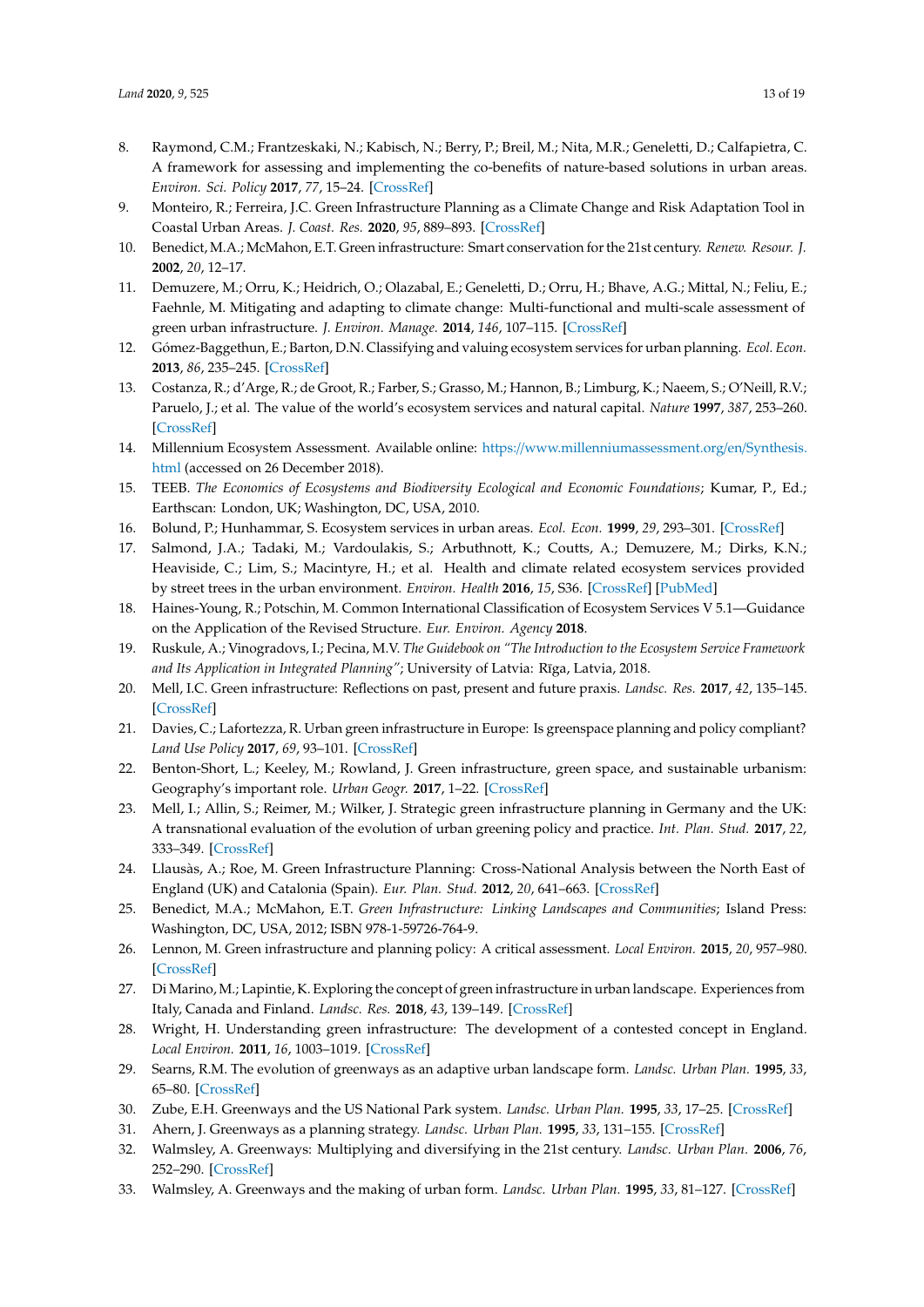8. Raymond, C.M.; Frantzeskaki, N.; Kabisch, N.; Berry, P.; Breil, M.; Nita, M.R.; Geneletti, D.; Calfapietra, C. A framework for assessing and implementing the co-benefits of nature-based solutions in urban areas. *Environ. Sci. Policy* **2017**, *77*, 15–24. [CrossRef]
9. Monteiro, R.; Ferreira, J.C. Green Infrastructure Planning as a Climate Change and Risk Adaptation Tool in Coastal Urban Areas. *J. Coast. Res.* **2020**, *95*, 889–893. [CrossRef]
10. Benedict, M.A.; McMahon, E.T. Green infrastructure: Smart conservation for the 21st century. *Renew. Resour. J.* **2002**, *20*, 12–17.
11. Demuzere, M.; Orru, K.; Heidrich, O.; Olazabal, E.; Geneletti, D.; Orru, H.; Bhave, A.G.; Mittal, N.; Feliu, E.; Faehnle, M. Mitigating and adapting to climate change: Multi-functional and multi-scale assessment of green urban infrastructure. *J. Environ. Manage.* **2014**, *146*, 107–115. [CrossRef]
12. Gómez-Baggethun, E.; Barton, D.N. Classifying and valuing ecosystem services for urban planning. *Ecol. Econ.* **2013**, *86*, 235–245. [CrossRef]
13. Costanza, R.; d'Arge, R.; de Groot, R.; Farber, S.; Grasso, M.; Hannon, B.; Limburg, K.; Naeem, S.; O'Neill, R.V.; Paruelo, J.; et al. The value of the world's ecosystem services and natural capital. *Nature* **1997**, *387*, 253–260. [CrossRef]
14. Millennium Ecosystem Assessment. Available online: https://www.millenniumassessment.org/en/Synthesis.html (accessed on 26 December 2018).
15. TEEB. *The Economics of Ecosystems and Biodiversity Ecological and Economic Foundations*; Kumar, P., Ed.; Earthscan: London, UK; Washington, DC, USA, 2010.
16. Bolund, P.; Hunhammar, S. Ecosystem services in urban areas. *Ecol. Econ.* **1999**, *29*, 293–301. [CrossRef]
17. Salmond, J.A.; Tadaki, M.; Vardoulakis, S.; Arbuthnott, K.; Coutts, A.; Demuzere, M.; Dirks, K.N.; Heaviside, C.; Lim, S.; Macintyre, H.; et al. Health and climate related ecosystem services provided by street trees in the urban environment. *Environ. Health* **2016**, *15*, S36. [CrossRef] [PubMed]
18. Haines-Young, R.; Potschin, M. Common International Classification of Ecosystem Services V 5.1—Guidance on the Application of the Revised Structure. *Eur. Environ. Agency* **2018**.
19. Ruskule, A.; Vinogradovs, I.; Pecina, M.V. *The Guidebook on "The Introduction to the Ecosystem Service Framework and Its Application in Integrated Planning"*; University of Latvia: Rīga, Latvia, 2018.
20. Mell, I.C. Green infrastructure: Reflections on past, present and future praxis. *Landsc. Res.* **2017**, *42*, 135–145. [CrossRef]
21. Davies, C.; Lafortezza, R. Urban green infrastructure in Europe: Is greenspace planning and policy compliant? *Land Use Policy* **2017**, *69*, 93–101. [CrossRef]
22. Benton-Short, L.; Keeley, M.; Rowland, J. Green infrastructure, green space, and sustainable urbanism: Geography's important role. *Urban Geogr.* **2017**, 1–22. [CrossRef]
23. Mell, I.; Allin, S.; Reimer, M.; Wilker, J. Strategic green infrastructure planning in Germany and the UK: A transnational evaluation of the evolution of urban greening policy and practice. *Int. Plan. Stud.* **2017**, *22*, 333–349. [CrossRef]
24. Llausàs, A.; Roe, M. Green Infrastructure Planning: Cross-National Analysis between the North East of England (UK) and Catalonia (Spain). *Eur. Plan. Stud.* **2012**, *20*, 641–663. [CrossRef]
25. Benedict, M.A.; McMahon, E.T. *Green Infrastructure: Linking Landscapes and Communities*; Island Press: Washington, DC, USA, 2012; ISBN 978-1-59726-764-9.
26. Lennon, M. Green infrastructure and planning policy: A critical assessment. *Local Environ.* **2015**, *20*, 957–980. [CrossRef]
27. Di Marino, M.; Lapintie, K. Exploring the concept of green infrastructure in urban landscape. Experiences from Italy, Canada and Finland. *Landsc. Res.* **2018**, *43*, 139–149. [CrossRef]
28. Wright, H. Understanding green infrastructure: The development of a contested concept in England. *Local Environ.* **2011**, *16*, 1003–1019. [CrossRef]
29. Searns, R.M. The evolution of greenways as an adaptive urban landscape form. *Landsc. Urban Plan.* **1995**, *33*, 65–80. [CrossRef]
30. Zube, E.H. Greenways and the US National Park system. *Landsc. Urban Plan.* **1995**, *33*, 17–25. [CrossRef]
31. Ahern, J. Greenways as a planning strategy. *Landsc. Urban Plan.* **1995**, *33*, 131–155. [CrossRef]
32. Walmsley, A. Greenways: Multiplying and diversifying in the 21st century. *Landsc. Urban Plan.* **2006**, *76*, 252–290. [CrossRef]
33. Walmsley, A. Greenways and the making of urban form. *Landsc. Urban Plan.* **1995**, *33*, 81–127. [CrossRef]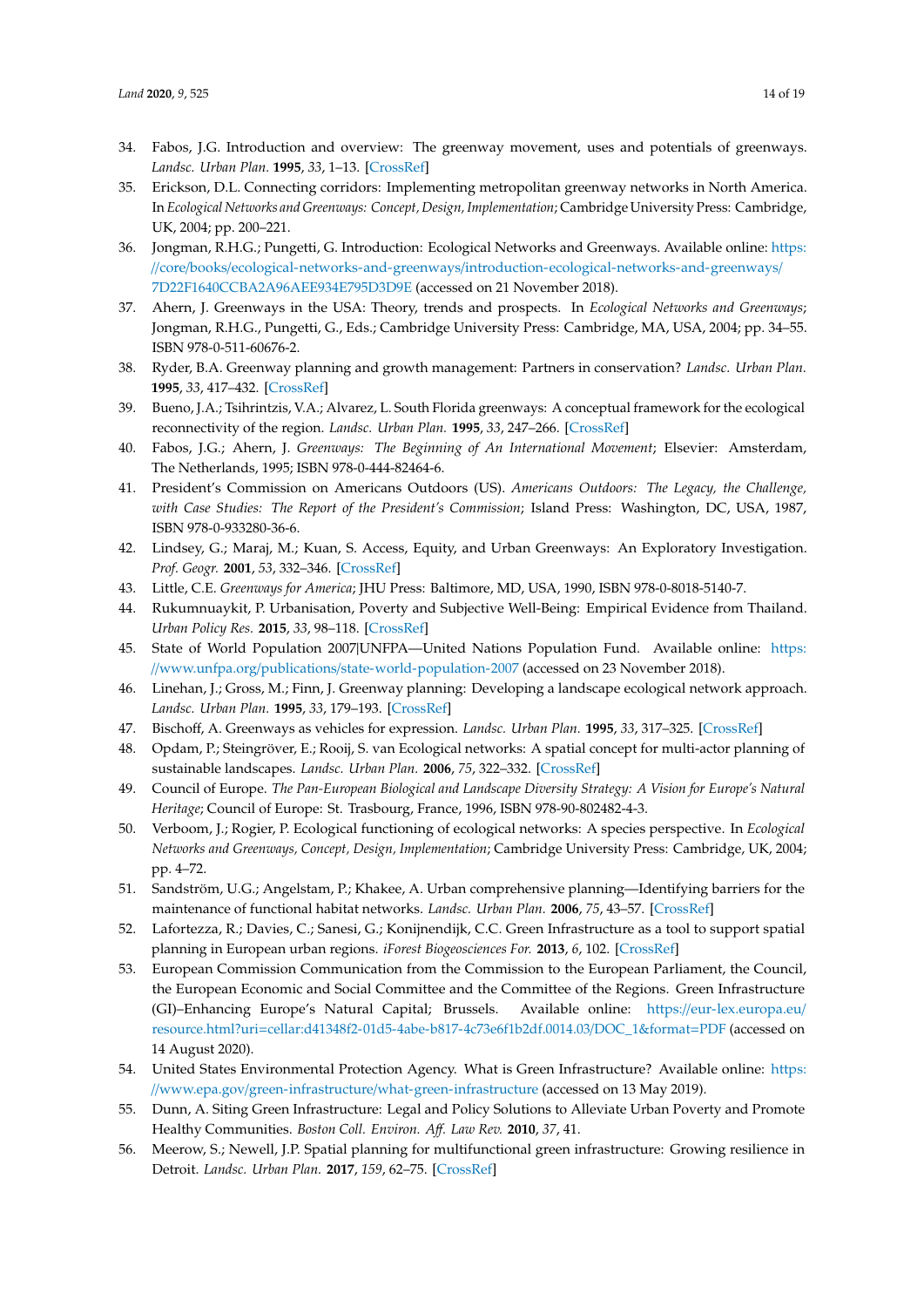34. Fabos, J.G. Introduction and overview: The greenway movement, uses and potentials of greenways. *Landsc. Urban Plan.* **1995**, *33*, 1–13. [CrossRef]
35. Erickson, D.L. Connecting corridors: Implementing metropolitan greenway networks in North America. In *Ecological Networks and Greenways: Concept, Design, Implementation*; Cambridge University Press: Cambridge, UK, 2004; pp. 200–221.
36. Jongman, R.H.G.; Pungetti, G. Introduction: Ecological Networks and Greenways. Available online: https://core/books/ecological-networks-and-greenways/introduction-ecological-networks-and-greenways/7D22F1640CCBA2A96AEE934E795D3D9E (accessed on 21 November 2018).
37. Ahern, J. Greenways in the USA: Theory, trends and prospects. In *Ecological Networks and Greenways*; Jongman, R.H.G., Pungetti, G., Eds.; Cambridge University Press: Cambridge, MA, USA, 2004; pp. 34–55. ISBN 978-0-511-60676-2.
38. Ryder, B.A. Greenway planning and growth management: Partners in conservation? *Landsc. Urban Plan.* **1995**, *33*, 417–432. [CrossRef]
39. Bueno, J.A.; Tsihrintzis, V.A.; Alvarez, L. South Florida greenways: A conceptual framework for the ecological reconnectivity of the region. *Landsc. Urban Plan.* **1995**, *33*, 247–266. [CrossRef]
40. Fabos, J.G.; Ahern, J. *Greenways: The Beginning of An International Movement*; Elsevier: Amsterdam, The Netherlands, 1995; ISBN 978-0-444-82464-6.
41. President's Commission on Americans Outdoors (US). *Americans Outdoors: The Legacy, the Challenge, with Case Studies: The Report of the President's Commission*; Island Press: Washington, DC, USA, 1987, ISBN 978-0-933280-36-6.
42. Lindsey, G.; Maraj, M.; Kuan, S. Access, Equity, and Urban Greenways: An Exploratory Investigation. *Prof. Geogr.* **2001**, *53*, 332–346. [CrossRef]
43. Little, C.E. *Greenways for America*; JHU Press: Baltimore, MD, USA, 1990, ISBN 978-0-8018-5140-7.
44. Rukumnuaykit, P. Urbanisation, Poverty and Subjective Well-Being: Empirical Evidence from Thailand. *Urban Policy Res.* **2015**, *33*, 98–118. [CrossRef]
45. State of World Population 2007|UNFPA—United Nations Population Fund. Available online: https://www.unfpa.org/publications/state-world-population-2007 (accessed on 23 November 2018).
46. Linehan, J.; Gross, M.; Finn, J. Greenway planning: Developing a landscape ecological network approach. *Landsc. Urban Plan.* **1995**, *33*, 179–193. [CrossRef]
47. Bischoff, A. Greenways as vehicles for expression. *Landsc. Urban Plan.* **1995**, *33*, 317–325. [CrossRef]
48. Opdam, P.; Steingröver, E.; Rooij, S. van Ecological networks: A spatial concept for multi-actor planning of sustainable landscapes. *Landsc. Urban Plan.* **2006**, *75*, 322–332. [CrossRef]
49. Council of Europe. *The Pan-European Biological and Landscape Diversity Strategy: A Vision for Europe's Natural Heritage*; Council of Europe: St. Trasbourg, France, 1996, ISBN 978-90-802482-4-3.
50. Verboom, J.; Rogier, P. Ecological functioning of ecological networks: A species perspective. In *Ecological Networks and Greenways, Concept, Design, Implementation*; Cambridge University Press: Cambridge, UK, 2004; pp. 4–72.
51. Sandström, U.G.; Angelstam, P.; Khakee, A. Urban comprehensive planning—Identifying barriers for the maintenance of functional habitat networks. *Landsc. Urban Plan.* **2006**, *75*, 43–57. [CrossRef]
52. Lafortezza, R.; Davies, C.; Sanesi, G.; Konijnendijk, C.C. Green Infrastructure as a tool to support spatial planning in European urban regions. *iForest Biogeosciences For.* **2013**, *6*, 102. [CrossRef]
53. European Commission Communication from the Commission to the European Parliament, the Council, the European Economic and Social Committee and the Committee of the Regions. Green Infrastructure (GI)–Enhancing Europe's Natural Capital; Brussels. Available online: https://eur-lex.europa.eu/resource.html?uri=cellar:d41348f2-01d5-4abe-b817-4c73e6f1b2df.0014.03/DOC_1&format=PDF (accessed on 14 August 2020).
54. United States Environmental Protection Agency. What is Green Infrastructure? Available online: https://www.epa.gov/green-infrastructure/what-green-infrastructure (accessed on 13 May 2019).
55. Dunn, A. Siting Green Infrastructure: Legal and Policy Solutions to Alleviate Urban Poverty and Promote Healthy Communities. *Boston Coll. Environ. Aff. Law Rev.* **2010**, *37*, 41.
56. Meerow, S.; Newell, J.P. Spatial planning for multifunctional green infrastructure: Growing resilience in Detroit. *Landsc. Urban Plan.* **2017**, *159*, 62–75. [CrossRef]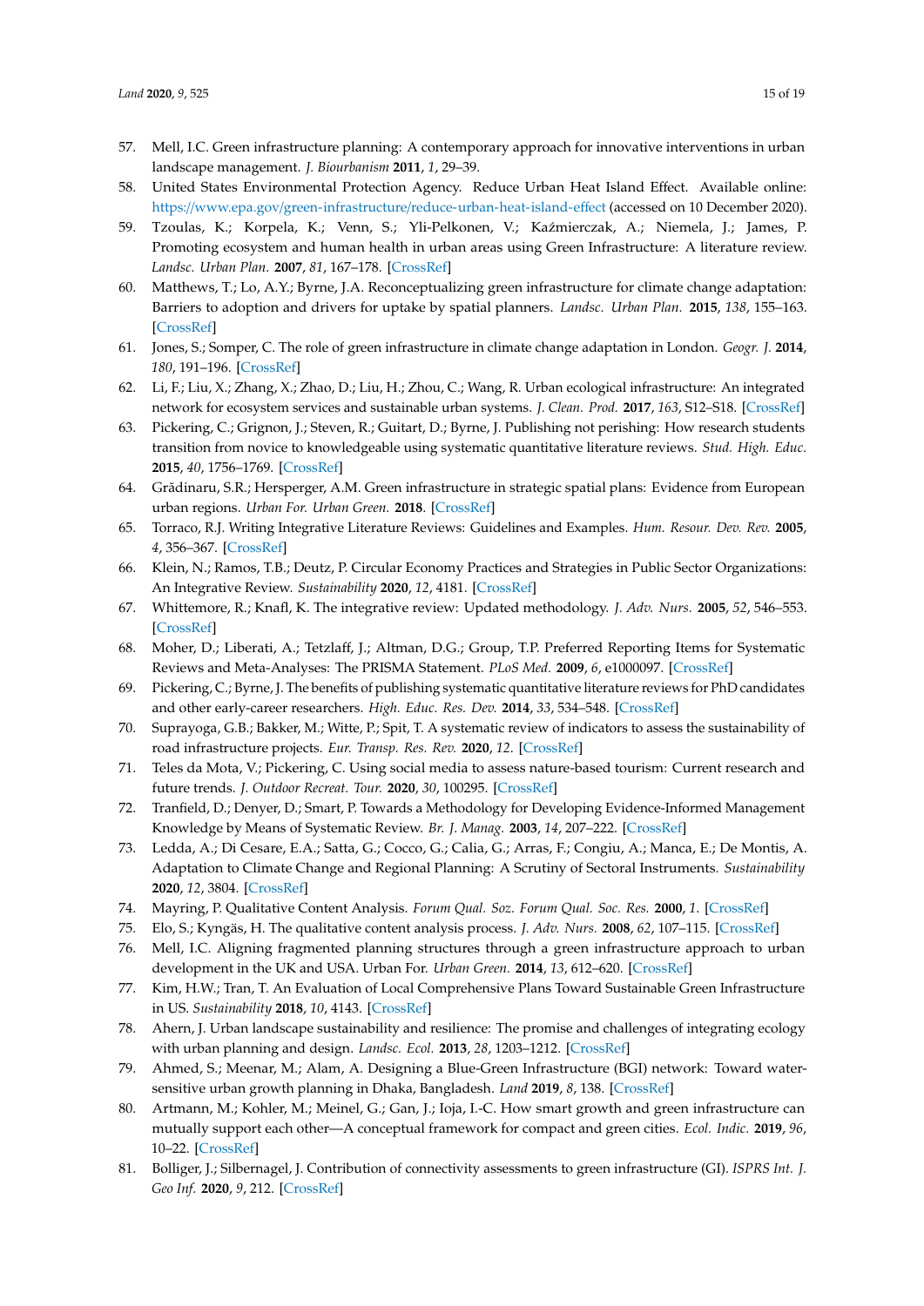57. Mell, I.C. Green infrastructure planning: A contemporary approach for innovative interventions in urban landscape management. *J. Biourbanism* **2011**, *1*, 29–39.
58. United States Environmental Protection Agency. Reduce Urban Heat Island Effect. Available online: https://www.epa.gov/green-infrastructure/reduce-urban-heat-island-effect (accessed on 10 December 2020).
59. Tzoulas, K.; Korpela, K.; Venn, S.; Yli-Pelkonen, V.; Kaźmierczak, A.; Niemela, J.; James, P. Promoting ecosystem and human health in urban areas using Green Infrastructure: A literature review. *Landsc. Urban Plan.* **2007**, *81*, 167–178. [CrossRef]
60. Matthews, T.; Lo, A.Y.; Byrne, J.A. Reconceptualizing green infrastructure for climate change adaptation: Barriers to adoption and drivers for uptake by spatial planners. *Landsc. Urban Plan.* **2015**, *138*, 155–163. [CrossRef]
61. Jones, S.; Somper, C. The role of green infrastructure in climate change adaptation in London. *Geogr. J.* **2014**, *180*, 191–196. [CrossRef]
62. Li, F.; Liu, X.; Zhang, X.; Zhao, D.; Liu, H.; Zhou, C.; Wang, R. Urban ecological infrastructure: An integrated network for ecosystem services and sustainable urban systems. *J. Clean. Prod.* **2017**, *163*, S12–S18. [CrossRef]
63. Pickering, C.; Grignon, J.; Steven, R.; Guitart, D.; Byrne, J. Publishing not perishing: How research students transition from novice to knowledgeable using systematic quantitative literature reviews. *Stud. High. Educ.* **2015**, *40*, 1756–1769. [CrossRef]
64. Grădinaru, S.R.; Hersperger, A.M. Green infrastructure in strategic spatial plans: Evidence from European urban regions. *Urban For. Urban Green.* **2018**. [CrossRef]
65. Torraco, R.J. Writing Integrative Literature Reviews: Guidelines and Examples. *Hum. Resour. Dev. Rev.* **2005**, *4*, 356–367. [CrossRef]
66. Klein, N.; Ramos, T.B.; Deutz, P. Circular Economy Practices and Strategies in Public Sector Organizations: An Integrative Review. *Sustainability* **2020**, *12*, 4181. [CrossRef]
67. Whittemore, R.; Knafl, K. The integrative review: Updated methodology. *J. Adv. Nurs.* **2005**, *52*, 546–553. [CrossRef]
68. Moher, D.; Liberati, A.; Tetzlaff, J.; Altman, D.G.; Group, T.P. Preferred Reporting Items for Systematic Reviews and Meta-Analyses: The PRISMA Statement. *PLoS Med.* **2009**, *6*, e1000097. [CrossRef]
69. Pickering, C.; Byrne, J. The benefits of publishing systematic quantitative literature reviews for PhD candidates and other early-career researchers. *High. Educ. Res. Dev.* **2014**, *33*, 534–548. [CrossRef]
70. Suprayoga, G.B.; Bakker, M.; Witte, P.; Spit, T. A systematic review of indicators to assess the sustainability of road infrastructure projects. *Eur. Transp. Res. Rev.* **2020**, *12*. [CrossRef]
71. Teles da Mota, V.; Pickering, C. Using social media to assess nature-based tourism: Current research and future trends. *J. Outdoor Recreat. Tour.* **2020**, *30*, 100295. [CrossRef]
72. Tranfield, D.; Denyer, D.; Smart, P. Towards a Methodology for Developing Evidence-Informed Management Knowledge by Means of Systematic Review. *Br. J. Manag.* **2003**, *14*, 207–222. [CrossRef]
73. Ledda, A.; Di Cesare, E.A.; Satta, G.; Cocco, G.; Calia, G.; Arras, F.; Congiu, A.; Manca, E.; De Montis, A. Adaptation to Climate Change and Regional Planning: A Scrutiny of Sectoral Instruments. *Sustainability* **2020**, *12*, 3804. [CrossRef]
74. Mayring, P. Qualitative Content Analysis. *Forum Qual. Soz. Forum Qual. Soc. Res.* **2000**, *1*. [CrossRef]
75. Elo, S.; Kyngäs, H. The qualitative content analysis process. *J. Adv. Nurs.* **2008**, *62*, 107–115. [CrossRef]
76. Mell, I.C. Aligning fragmented planning structures through a green infrastructure approach to urban development in the UK and USA. Urban For. *Urban Green.* **2014**, *13*, 612–620. [CrossRef]
77. Kim, H.W.; Tran, T. An Evaluation of Local Comprehensive Plans Toward Sustainable Green Infrastructure in US. *Sustainability* **2018**, *10*, 4143. [CrossRef]
78. Ahern, J. Urban landscape sustainability and resilience: The promise and challenges of integrating ecology with urban planning and design. *Landsc. Ecol.* **2013**, *28*, 1203–1212. [CrossRef]
79. Ahmed, S.; Meenar, M.; Alam, A. Designing a Blue-Green Infrastructure (BGI) network: Toward water-sensitive urban growth planning in Dhaka, Bangladesh. *Land* **2019**, *8*, 138. [CrossRef]
80. Artmann, M.; Kohler, M.; Meinel, G.; Gan, J.; Ioja, I.-C. How smart growth and green infrastructure can mutually support each other—A conceptual framework for compact and green cities. *Ecol. Indic.* **2019**, *96*, 10–22. [CrossRef]
81. Bolliger, J.; Silbernagel, J. Contribution of connectivity assessments to green infrastructure (GI). *ISPRS Int. J. Geo Inf.* **2020**, *9*, 212. [CrossRef]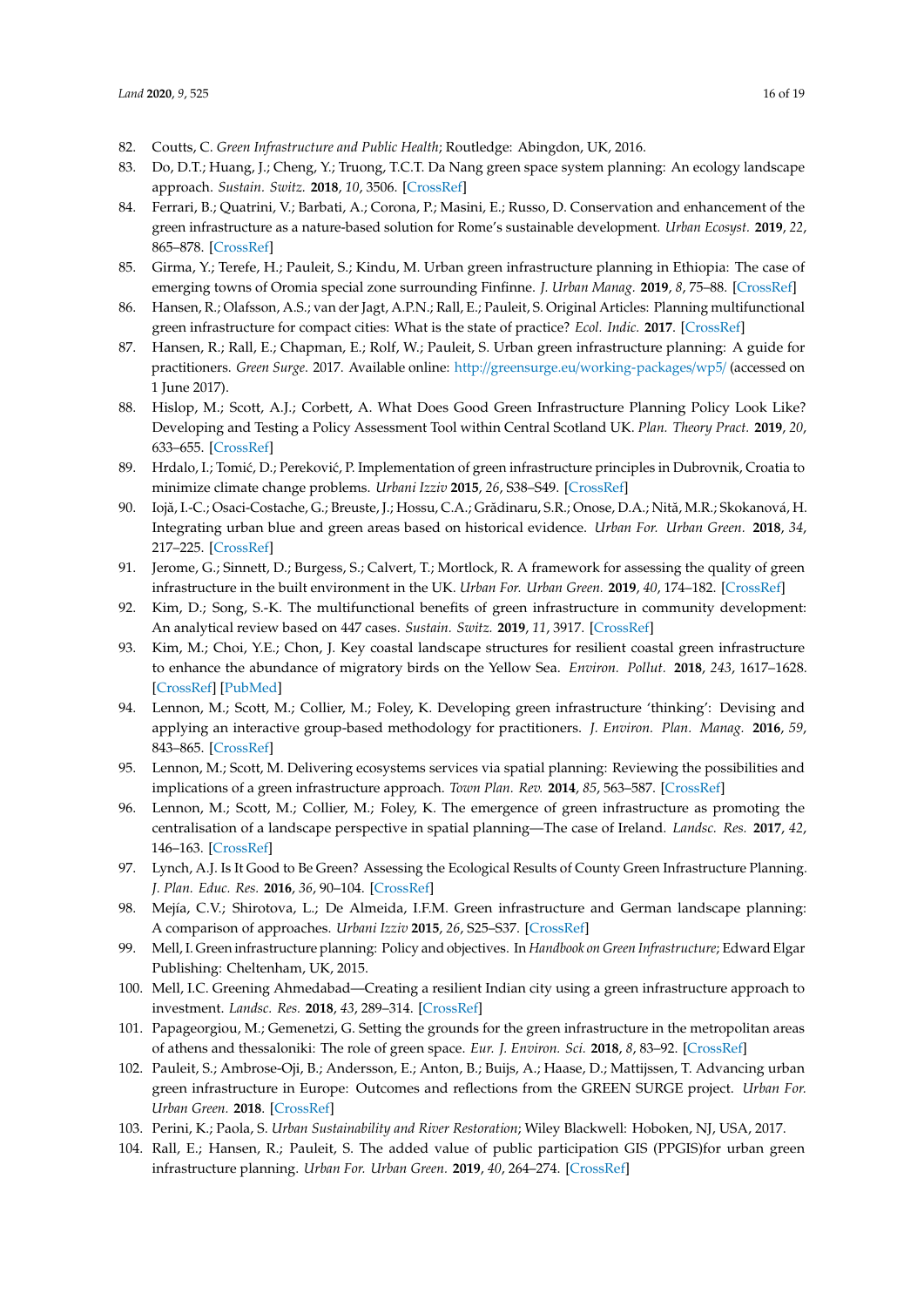82. Coutts, C. *Green Infrastructure and Public Health*; Routledge: Abingdon, UK, 2016.
83. Do, D.T.; Huang, J.; Cheng, Y.; Truong, T.C.T. Da Nang green space system planning: An ecology landscape approach. *Sustain. Switz.* **2018**, *10*, 3506. [CrossRef]
84. Ferrari, B.; Quatrini, V.; Barbati, A.; Corona, P.; Masini, E.; Russo, D. Conservation and enhancement of the green infrastructure as a nature-based solution for Rome's sustainable development. *Urban Ecosyst.* **2019**, *22*, 865–878. [CrossRef]
85. Girma, Y.; Terefe, H.; Pauleit, S.; Kindu, M. Urban green infrastructure planning in Ethiopia: The case of emerging towns of Oromia special zone surrounding Finfinne. *J. Urban Manag.* **2019**, *8*, 75–88. [CrossRef]
86. Hansen, R.; Olafsson, A.S.; van der Jagt, A.P.N.; Rall, E.; Pauleit, S. Original Articles: Planning multifunctional green infrastructure for compact cities: What is the state of practice? *Ecol. Indic.* **2017**. [CrossRef]
87. Hansen, R.; Rall, E.; Chapman, E.; Rolf, W.; Pauleit, S. Urban green infrastructure planning: A guide for practitioners. *Green Surge*. 2017. Available online: http://greensurge.eu/working-packages/wp5/ (accessed on 1 June 2017).
88. Hislop, M.; Scott, A.J.; Corbett, A. What Does Good Green Infrastructure Planning Policy Look Like? Developing and Testing a Policy Assessment Tool within Central Scotland UK. *Plan. Theory Pract.* **2019**, *20*, 633–655. [CrossRef]
89. Hrdalo, I.; Tomić, D.; Pereković, P. Implementation of green infrastructure principles in Dubrovnik, Croatia to minimize climate change problems. *Urbani Izziv* **2015**, *26*, S38–S49. [CrossRef]
90. Iojă, I.-C.; Osaci-Costache, G.; Breuste, J.; Hossu, C.A.; Grădinaru, S.R.; Onose, D.A.; Niță, M.R.; Skokanová, H. Integrating urban blue and green areas based on historical evidence. *Urban For. Urban Green.* **2018**, *34*, 217–225. [CrossRef]
91. Jerome, G.; Sinnett, D.; Burgess, S.; Calvert, T.; Mortlock, R. A framework for assessing the quality of green infrastructure in the built environment in the UK. *Urban For. Urban Green.* **2019**, *40*, 174–182. [CrossRef]
92. Kim, D.; Song, S.-K. The multifunctional benefits of green infrastructure in community development: An analytical review based on 447 cases. *Sustain. Switz.* **2019**, *11*, 3917. [CrossRef]
93. Kim, M.; Choi, Y.E.; Chon, J. Key coastal landscape structures for resilient coastal green infrastructure to enhance the abundance of migratory birds on the Yellow Sea. *Environ. Pollut.* **2018**, *243*, 1617–1628. [CrossRef] [PubMed]
94. Lennon, M.; Scott, M.; Collier, M.; Foley, K. Developing green infrastructure 'thinking': Devising and applying an interactive group-based methodology for practitioners. *J. Environ. Plan. Manag.* **2016**, *59*, 843–865. [CrossRef]
95. Lennon, M.; Scott, M. Delivering ecosystems services via spatial planning: Reviewing the possibilities and implications of a green infrastructure approach. *Town Plan. Rev.* **2014**, *85*, 563–587. [CrossRef]
96. Lennon, M.; Scott, M.; Collier, M.; Foley, K. The emergence of green infrastructure as promoting the centralisation of a landscape perspective in spatial planning—The case of Ireland. *Landsc. Res.* **2017**, *42*, 146–163. [CrossRef]
97. Lynch, A.J. Is It Good to Be Green? Assessing the Ecological Results of County Green Infrastructure Planning. *J. Plan. Educ. Res.* **2016**, *36*, 90–104. [CrossRef]
98. Mejía, C.V.; Shirotova, L.; De Almeida, I.F.M. Green infrastructure and German landscape planning: A comparison of approaches. *Urbani Izziv* **2015**, *26*, S25–S37. [CrossRef]
99. Mell, I. Green infrastructure planning: Policy and objectives. In *Handbook on Green Infrastructure*; Edward Elgar Publishing: Cheltenham, UK, 2015.
100. Mell, I.C. Greening Ahmedabad—Creating a resilient Indian city using a green infrastructure approach to investment. *Landsc. Res.* **2018**, *43*, 289–314. [CrossRef]
101. Papageorgiou, M.; Gemenetzi, G. Setting the grounds for the green infrastructure in the metropolitan areas of athens and thessaloniki: The role of green space. *Eur. J. Environ. Sci.* **2018**, *8*, 83–92. [CrossRef]
102. Pauleit, S.; Ambrose-Oji, B.; Andersson, E.; Anton, B.; Buijs, A.; Haase, D.; Mattijssen, T. Advancing urban green infrastructure in Europe: Outcomes and reflections from the GREEN SURGE project. *Urban For. Urban Green.* **2018**. [CrossRef]
103. Perini, K.; Paola, S. *Urban Sustainability and River Restoration*; Wiley Blackwell: Hoboken, NJ, USA, 2017.
104. Rall, E.; Hansen, R.; Pauleit, S. The added value of public participation GIS (PPGIS)for urban green infrastructure planning. *Urban For. Urban Green.* **2019**, *40*, 264–274. [CrossRef]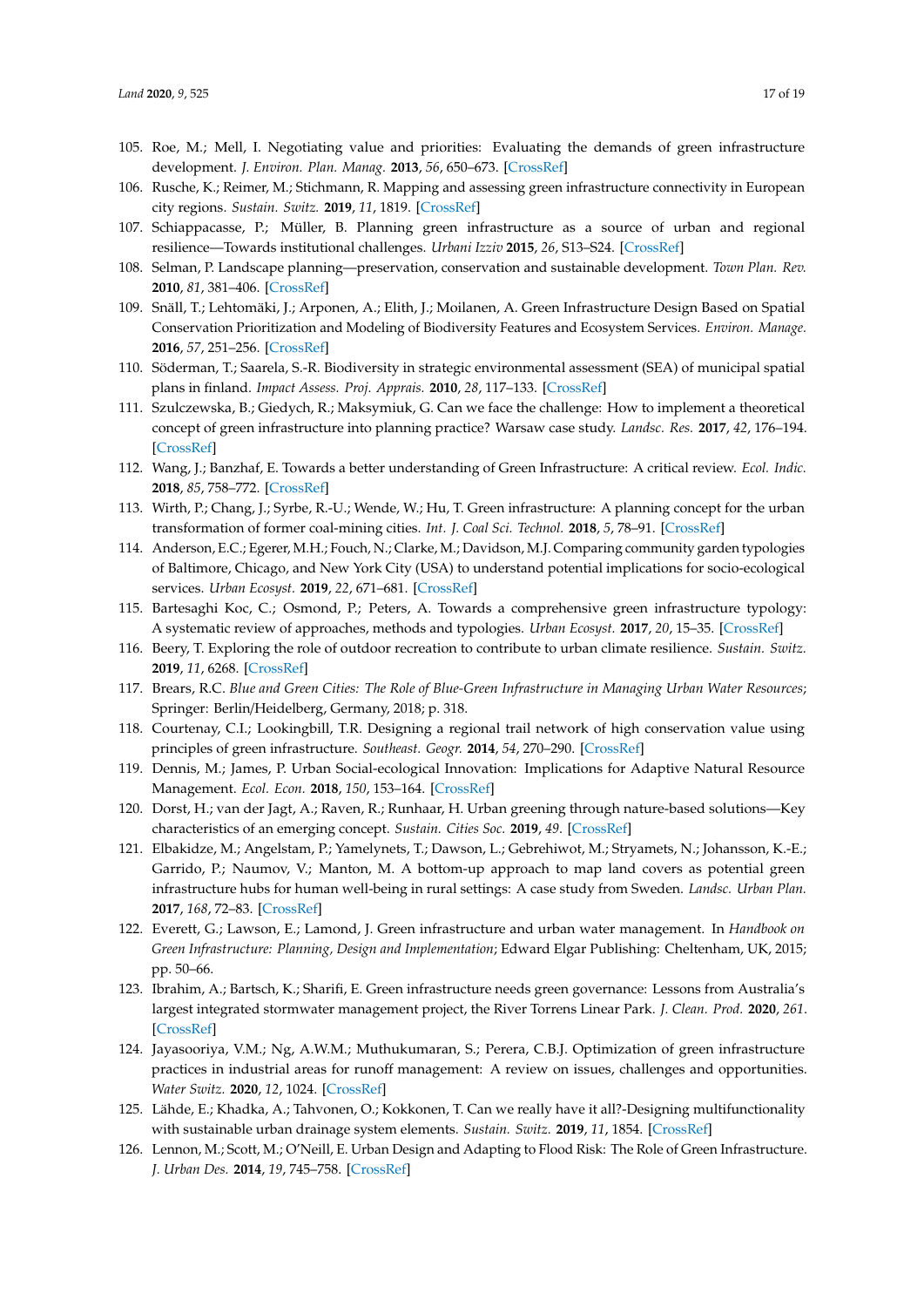105. Roe, M.; Mell, I. Negotiating value and priorities: Evaluating the demands of green infrastructure development. *J. Environ. Plan. Manag.* **2013**, *56*, 650–673. [CrossRef]
106. Rusche, K.; Reimer, M.; Stichmann, R. Mapping and assessing green infrastructure connectivity in European city regions. *Sustain. Switz.* **2019**, *11*, 1819. [CrossRef]
107. Schiappacasse, P.; Müller, B. Planning green infrastructure as a source of urban and regional resilience—Towards institutional challenges. *Urbani Izziv* **2015**, *26*, S13–S24. [CrossRef]
108. Selman, P. Landscape planning—preservation, conservation and sustainable development. *Town Plan. Rev.* **2010**, *81*, 381–406. [CrossRef]
109. Snäll, T.; Lehtomäki, J.; Arponen, A.; Elith, J.; Moilanen, A. Green Infrastructure Design Based on Spatial Conservation Prioritization and Modeling of Biodiversity Features and Ecosystem Services. *Environ. Manage.* **2016**, *57*, 251–256. [CrossRef]
110. Söderman, T.; Saarela, S.-R. Biodiversity in strategic environmental assessment (SEA) of municipal spatial plans in finland. *Impact Assess. Proj. Apprais.* **2010**, *28*, 117–133. [CrossRef]
111. Szulczewska, B.; Giedych, R.; Maksymiuk, G. Can we face the challenge: How to implement a theoretical concept of green infrastructure into planning practice? Warsaw case study. *Landsc. Res.* **2017**, *42*, 176–194. [CrossRef]
112. Wang, J.; Banzhaf, E. Towards a better understanding of Green Infrastructure: A critical review. *Ecol. Indic.* **2018**, *85*, 758–772. [CrossRef]
113. Wirth, P.; Chang, J.; Syrbe, R.-U.; Wende, W.; Hu, T. Green infrastructure: A planning concept for the urban transformation of former coal-mining cities. *Int. J. Coal Sci. Technol.* **2018**, *5*, 78–91. [CrossRef]
114. Anderson, E.C.; Egerer, M.H.; Fouch, N.; Clarke, M.; Davidson, M.J. Comparing community garden typologies of Baltimore, Chicago, and New York City (USA) to understand potential implications for socio-ecological services. *Urban Ecosyst.* **2019**, *22*, 671–681. [CrossRef]
115. Bartesaghi Koc, C.; Osmond, P.; Peters, A. Towards a comprehensive green infrastructure typology: A systematic review of approaches, methods and typologies. *Urban Ecosyst.* **2017**, *20*, 15–35. [CrossRef]
116. Beery, T. Exploring the role of outdoor recreation to contribute to urban climate resilience. *Sustain. Switz.* **2019**, *11*, 6268. [CrossRef]
117. Brears, R.C. *Blue and Green Cities: The Role of Blue-Green Infrastructure in Managing Urban Water Resources*; Springer: Berlin/Heidelberg, Germany, 2018; p. 318.
118. Courtenay, C.I.; Lookingbill, T.R. Designing a regional trail network of high conservation value using principles of green infrastructure. *Southeast. Geogr.* **2014**, *54*, 270–290. [CrossRef]
119. Dennis, M.; James, P. Urban Social-ecological Innovation: Implications for Adaptive Natural Resource Management. *Ecol. Econ.* **2018**, *150*, 153–164. [CrossRef]
120. Dorst, H.; van der Jagt, A.; Raven, R.; Runhaar, H. Urban greening through nature-based solutions—Key characteristics of an emerging concept. *Sustain. Cities Soc.* **2019**, *49*. [CrossRef]
121. Elbakidze, M.; Angelstam, P.; Yamelynets, T.; Dawson, L.; Gebrehiwot, M.; Stryamets, N.; Johansson, K.-E.; Garrido, P.; Naumov, V.; Manton, M. A bottom-up approach to map land covers as potential green infrastructure hubs for human well-being in rural settings: A case study from Sweden. *Landsc. Urban Plan.* **2017**, *168*, 72–83. [CrossRef]
122. Everett, G.; Lawson, E.; Lamond, J. Green infrastructure and urban water management. In *Handbook on Green Infrastructure: Planning, Design and Implementation*; Edward Elgar Publishing: Cheltenham, UK, 2015; pp. 50–66.
123. Ibrahim, A.; Bartsch, K.; Sharifi, E. Green infrastructure needs green governance: Lessons from Australia's largest integrated stormwater management project, the River Torrens Linear Park. *J. Clean. Prod.* **2020**, *261*. [CrossRef]
124. Jayasooriya, V.M.; Ng, A.W.M.; Muthukumaran, S.; Perera, C.B.J. Optimization of green infrastructure practices in industrial areas for runoff management: A review on issues, challenges and opportunities. *Water Switz.* **2020**, *12*, 1024. [CrossRef]
125. Lähde, E.; Khadka, A.; Tahvonen, O.; Kokkonen, T. Can we really have it all?-Designing multifunctionality with sustainable urban drainage system elements. *Sustain. Switz.* **2019**, *11*, 1854. [CrossRef]
126. Lennon, M.; Scott, M.; O'Neill, E. Urban Design and Adapting to Flood Risk: The Role of Green Infrastructure. *J. Urban Des.* **2014**, *19*, 745–758. [CrossRef]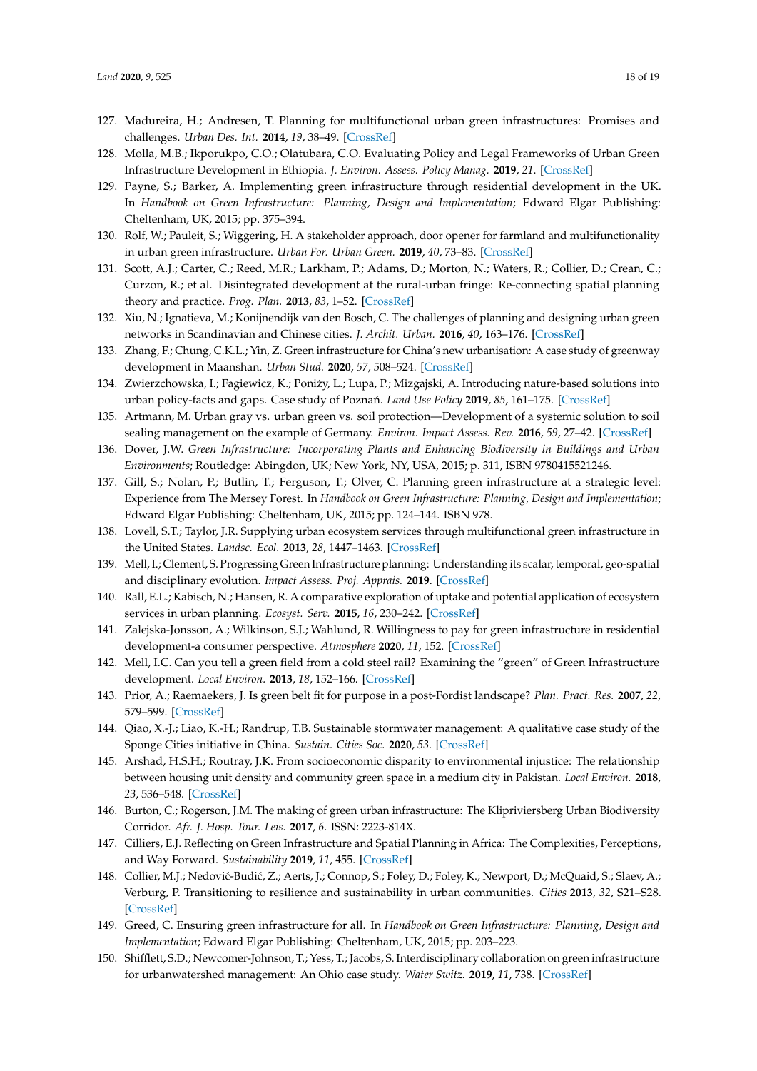127. Madureira, H.; Andresen, T. Planning for multifunctional urban green infrastructures: Promises and challenges. *Urban Des. Int.* **2014**, *19*, 38–49. [CrossRef]
128. Molla, M.B.; Ikporukpo, C.O.; Olatubara, C.O. Evaluating Policy and Legal Frameworks of Urban Green Infrastructure Development in Ethiopia. *J. Environ. Assess. Policy Manag.* **2019**, *21*. [CrossRef]
129. Payne, S.; Barker, A. Implementing green infrastructure through residential development in the UK. In *Handbook on Green Infrastructure: Planning, Design and Implementation*; Edward Elgar Publishing: Cheltenham, UK, 2015; pp. 375–394.
130. Rolf, W.; Pauleit, S.; Wiggering, H. A stakeholder approach, door opener for farmland and multifunctionality in urban green infrastructure. *Urban For. Urban Green.* **2019**, *40*, 73–83. [CrossRef]
131. Scott, A.J.; Carter, C.; Reed, M.R.; Larkham, P.; Adams, D.; Morton, N.; Waters, R.; Collier, D.; Crean, C.; Curzon, R.; et al. Disintegrated development at the rural-urban fringe: Re-connecting spatial planning theory and practice. *Prog. Plan.* **2013**, *83*, 1–52. [CrossRef]
132. Xiu, N.; Ignatieva, M.; Konijnendijk van den Bosch, C. The challenges of planning and designing urban green networks in Scandinavian and Chinese cities. *J. Archit. Urban.* **2016**, *40*, 163–176. [CrossRef]
133. Zhang, F.; Chung, C.K.L.; Yin, Z. Green infrastructure for China's new urbanisation: A case study of greenway development in Maanshan. *Urban Stud.* **2020**, *57*, 508–524. [CrossRef]
134. Zwierzchowska, I.; Fagiewicz, K.; Poniży, L.; Lupa, P.; Mizgajski, A. Introducing nature-based solutions into urban policy-facts and gaps. Case study of Poznań. *Land Use Policy* **2019**, *85*, 161–175. [CrossRef]
135. Artmann, M. Urban gray vs. urban green vs. soil protection—Development of a systemic solution to soil sealing management on the example of Germany. *Environ. Impact Assess. Rev.* **2016**, *59*, 27–42. [CrossRef]
136. Dover, J.W. *Green Infrastructure: Incorporating Plants and Enhancing Biodiversity in Buildings and Urban Environments*; Routledge: Abingdon, UK; New York, NY, USA, 2015; p. 311, ISBN 9780415521246.
137. Gill, S.; Nolan, P.; Butlin, T.; Ferguson, T.; Olver, C. Planning green infrastructure at a strategic level: Experience from The Mersey Forest. In *Handbook on Green Infrastructure: Planning, Design and Implementation*; Edward Elgar Publishing: Cheltenham, UK, 2015; pp. 124–144. ISBN 978.
138. Lovell, S.T.; Taylor, J.R. Supplying urban ecosystem services through multifunctional green infrastructure in the United States. *Landsc. Ecol.* **2013**, *28*, 1447–1463. [CrossRef]
139. Mell, I.; Clement, S. Progressing Green Infrastructure planning: Understanding its scalar, temporal, geo-spatial and disciplinary evolution. *Impact Assess. Proj. Apprais.* **2019**. [CrossRef]
140. Rall, E.L.; Kabisch, N.; Hansen, R. A comparative exploration of uptake and potential application of ecosystem services in urban planning. *Ecosyst. Serv.* **2015**, *16*, 230–242. [CrossRef]
141. Zalejska-Jonsson, A.; Wilkinson, S.J.; Wahlund, R. Willingness to pay for green infrastructure in residential development-a consumer perspective. *Atmosphere* **2020**, *11*, 152. [CrossRef]
142. Mell, I.C. Can you tell a green field from a cold steel rail? Examining the "green" of Green Infrastructure development. *Local Environ.* **2013**, *18*, 152–166. [CrossRef]
143. Prior, A.; Raemaekers, J. Is green belt fit for purpose in a post-Fordist landscape? *Plan. Pract. Res.* **2007**, *22*, 579–599. [CrossRef]
144. Qiao, X.-J.; Liao, K.-H.; Randrup, T.B. Sustainable stormwater management: A qualitative case study of the Sponge Cities initiative in China. *Sustain. Cities Soc.* **2020**, *53*. [CrossRef]
145. Arshad, H.S.H.; Routray, J.K. From socioeconomic disparity to environmental injustice: The relationship between housing unit density and community green space in a medium city in Pakistan. *Local Environ.* **2018**, *23*, 536–548. [CrossRef]
146. Burton, C.; Rogerson, J.M. The making of green urban infrastructure: The Klipriviersberg Urban Biodiversity Corridor. *Afr. J. Hosp. Tour. Leis.* **2017**, *6*. ISSN: 2223-814X.
147. Cilliers, E.J. Reflecting on Green Infrastructure and Spatial Planning in Africa: The Complexities, Perceptions, and Way Forward. *Sustainability* **2019**, *11*, 455. [CrossRef]
148. Collier, M.J.; Nedović-Budić, Z.; Aerts, J.; Connop, S.; Foley, D.; Foley, K.; Newport, D.; McQuaid, S.; Slaev, A.; Verburg, P. Transitioning to resilience and sustainability in urban communities. *Cities* **2013**, *32*, S21–S28. [CrossRef]
149. Greed, C. Ensuring green infrastructure for all. In *Handbook on Green Infrastructure: Planning, Design and Implementation*; Edward Elgar Publishing: Cheltenham, UK, 2015; pp. 203–223.
150. Shifflett, S.D.; Newcomer-Johnson, T.; Yess, T.; Jacobs, S. Interdisciplinary collaboration on green infrastructure for urbanwatershed management: An Ohio case study. *Water Switz.* **2019**, *11*, 738. [CrossRef]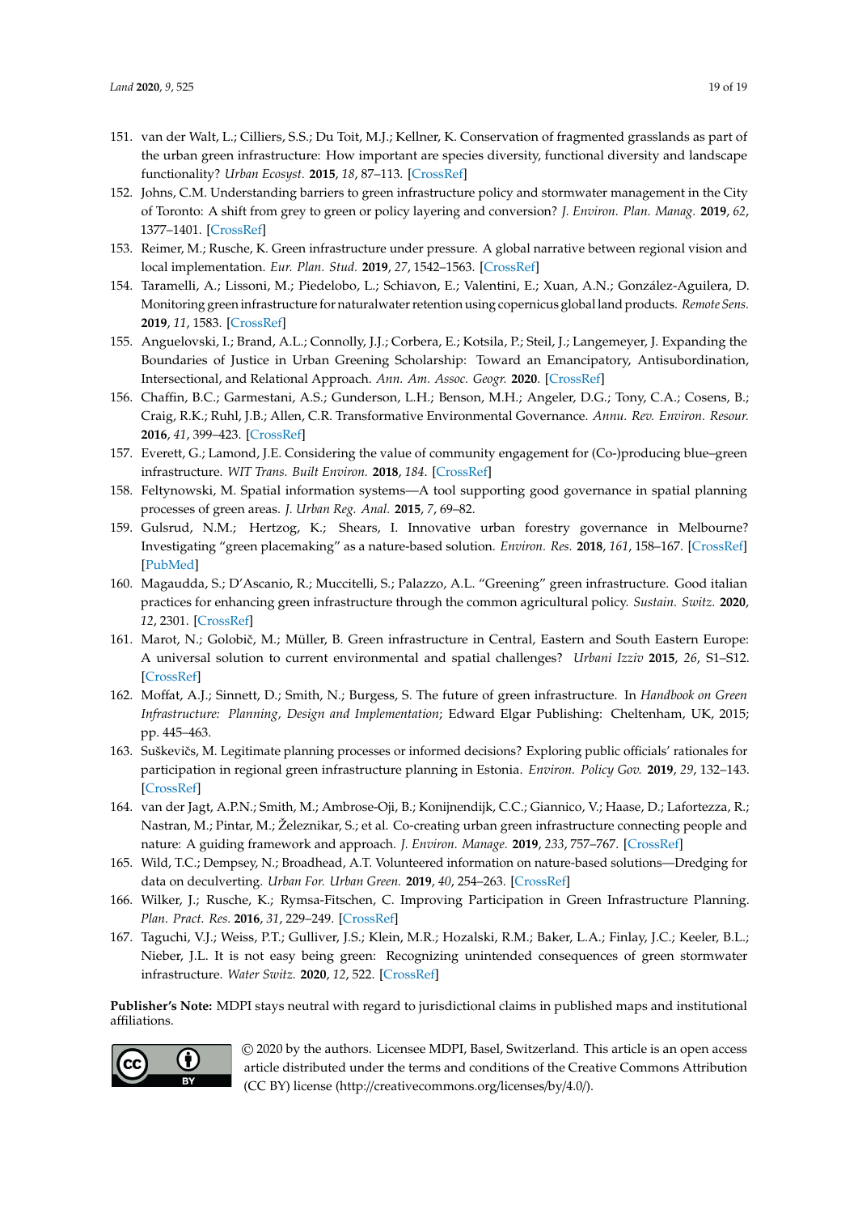151. van der Walt, L.; Cilliers, S.S.; Du Toit, M.J.; Kellner, K. Conservation of fragmented grasslands as part of the urban green infrastructure: How important are species diversity, functional diversity and landscape functionality? *Urban Ecosyst.* **2015**, *18*, 87–113. [CrossRef]
152. Johns, C.M. Understanding barriers to green infrastructure policy and stormwater management in the City of Toronto: A shift from grey to green or policy layering and conversion? *J. Environ. Plan. Manag.* **2019**, *62*, 1377–1401. [CrossRef]
153. Reimer, M.; Rusche, K. Green infrastructure under pressure. A global narrative between regional vision and local implementation. *Eur. Plan. Stud.* **2019**, *27*, 1542–1563. [CrossRef]
154. Taramelli, A.; Lissoni, M.; Piedelobo, L.; Schiavon, E.; Valentini, E.; Xuan, A.N.; González-Aguilera, D. Monitoring green infrastructure for naturalwater retention using copernicus global land products. *Remote Sens.* **2019**, *11*, 1583. [CrossRef]
155. Anguelovski, I.; Brand, A.L.; Connolly, J.J.; Corbera, E.; Kotsila, P.; Steil, J.; Langemeyer, J. Expanding the Boundaries of Justice in Urban Greening Scholarship: Toward an Emancipatory, Antisubordination, Intersectional, and Relational Approach. *Ann. Am. Assoc. Geogr.* **2020**. [CrossRef]
156. Chaffin, B.C.; Garmestani, A.S.; Gunderson, L.H.; Benson, M.H.; Angeler, D.G.; Tony, C.A.; Cosens, B.; Craig, R.K.; Ruhl, J.B.; Allen, C.R. Transformative Environmental Governance. *Annu. Rev. Environ. Resour.* **2016**, *41*, 399–423. [CrossRef]
157. Everett, G.; Lamond, J.E. Considering the value of community engagement for (Co-)producing blue–green infrastructure. *WIT Trans. Built Environ.* **2018**, *184*. [CrossRef]
158. Feltynowski, M. Spatial information systems—A tool supporting good governance in spatial planning processes of green areas. *J. Urban Reg. Anal.* **2015**, *7*, 69–82.
159. Gulsrud, N.M.; Hertzog, K.; Shears, I. Innovative urban forestry governance in Melbourne? Investigating "green placemaking" as a nature-based solution. *Environ. Res.* **2018**, *161*, 158–167. [CrossRef] [PubMed]
160. Magaudda, S.; D'Ascanio, R.; Muccitelli, S.; Palazzo, A.L. "Greening" green infrastructure. Good italian practices for enhancing green infrastructure through the common agricultural policy. *Sustain. Switz.* **2020**, *12*, 2301. [CrossRef]
161. Marot, N.; Golobič, M.; Müller, B. Green infrastructure in Central, Eastern and South Eastern Europe: A universal solution to current environmental and spatial challenges? *Urbani Izziv* **2015**, *26*, S1–S12. [CrossRef]
162. Moffat, A.J.; Sinnett, D.; Smith, N.; Burgess, S. The future of green infrastructure. In *Handbook on Green Infrastructure: Planning, Design and Implementation*; Edward Elgar Publishing: Cheltenham, UK, 2015; pp. 445–463.
163. Suškevičs, M. Legitimate planning processes or informed decisions? Exploring public officials' rationales for participation in regional green infrastructure planning in Estonia. *Environ. Policy Gov.* **2019**, *29*, 132–143. [CrossRef]
164. van der Jagt, A.P.N.; Smith, M.; Ambrose-Oji, B.; Konijnendijk, C.C.; Giannico, V.; Haase, D.; Lafortezza, R.; Nastran, M.; Pintar, M.; Železnikar, S.; et al. Co-creating urban green infrastructure connecting people and nature: A guiding framework and approach. *J. Environ. Manage.* **2019**, *233*, 757–767. [CrossRef]
165. Wild, T.C.; Dempsey, N.; Broadhead, A.T. Volunteered information on nature-based solutions—Dredging for data on deculverting. *Urban For. Urban Green.* **2019**, *40*, 254–263. [CrossRef]
166. Wilker, J.; Rusche, K.; Rymsa-Fitschen, C. Improving Participation in Green Infrastructure Planning. *Plan. Pract. Res.* **2016**, *31*, 229–249. [CrossRef]
167. Taguchi, V.J.; Weiss, P.T.; Gulliver, J.S.; Klein, M.R.; Hozalski, R.M.; Baker, L.A.; Finlay, J.C.; Keeler, B.L.; Nieber, J.L. It is not easy being green: Recognizing unintended consequences of green stormwater infrastructure. *Water Switz.* **2020**, *12*, 522. [CrossRef]

**Publisher's Note:** MDPI stays neutral with regard to jurisdictional claims in published maps and institutional affiliations.

© 2020 by the authors. Licensee MDPI, Basel, Switzerland. This article is an open access article distributed under the terms and conditions of the Creative Commons Attribution (CC BY) license (http://creativecommons.org/licenses/by/4.0/).